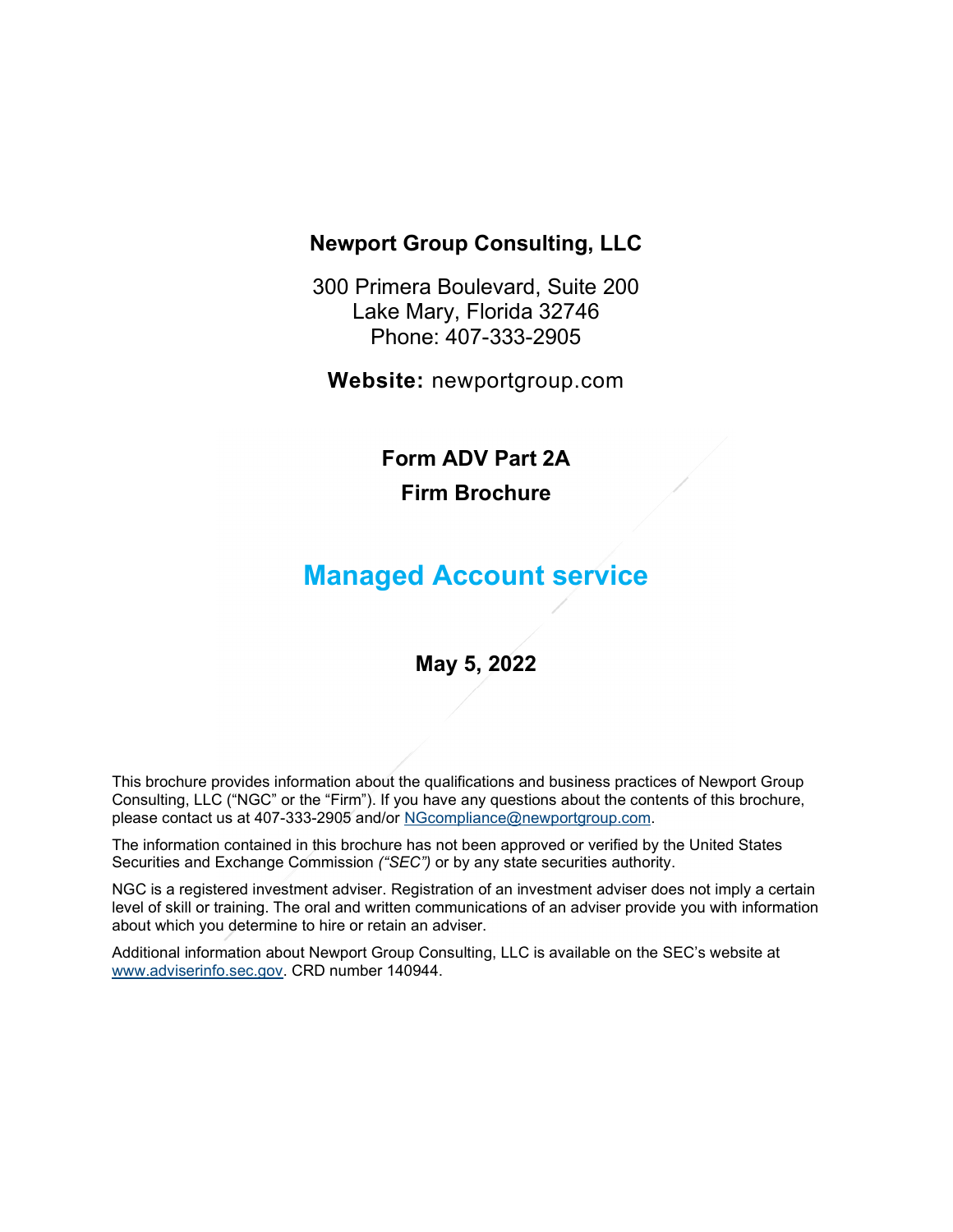**Newport Group Consulting, LLC**

300 Primera Boulevard, Suite 200
Lake Mary, Florida 32746
Phone: 407-333-2905

**Website:** newportgroup.com

# Form ADV Part 2A

# Firm Brochure

## Managed Account service

**May 5, 2022**

This brochure provides information about the qualifications and business practices of Newport Group Consulting, LLC ("NGC" or the "Firm"). If you have any questions about the contents of this brochure, please contact us at 407-333-2905 and/or NGcompliance@newportgroup.com.

The information contained in this brochure has not been approved or verified by the United States Securities and Exchange Commission *("SEC")* or by any state securities authority.

NGC is a registered investment adviser. Registration of an investment adviser does not imply a certain level of skill or training. The oral and written communications of an adviser provide you with information about which you determine to hire or retain an adviser.

Additional information about Newport Group Consulting, LLC is available on the SEC's website at www.adviserinfo.sec.gov. CRD number 140944.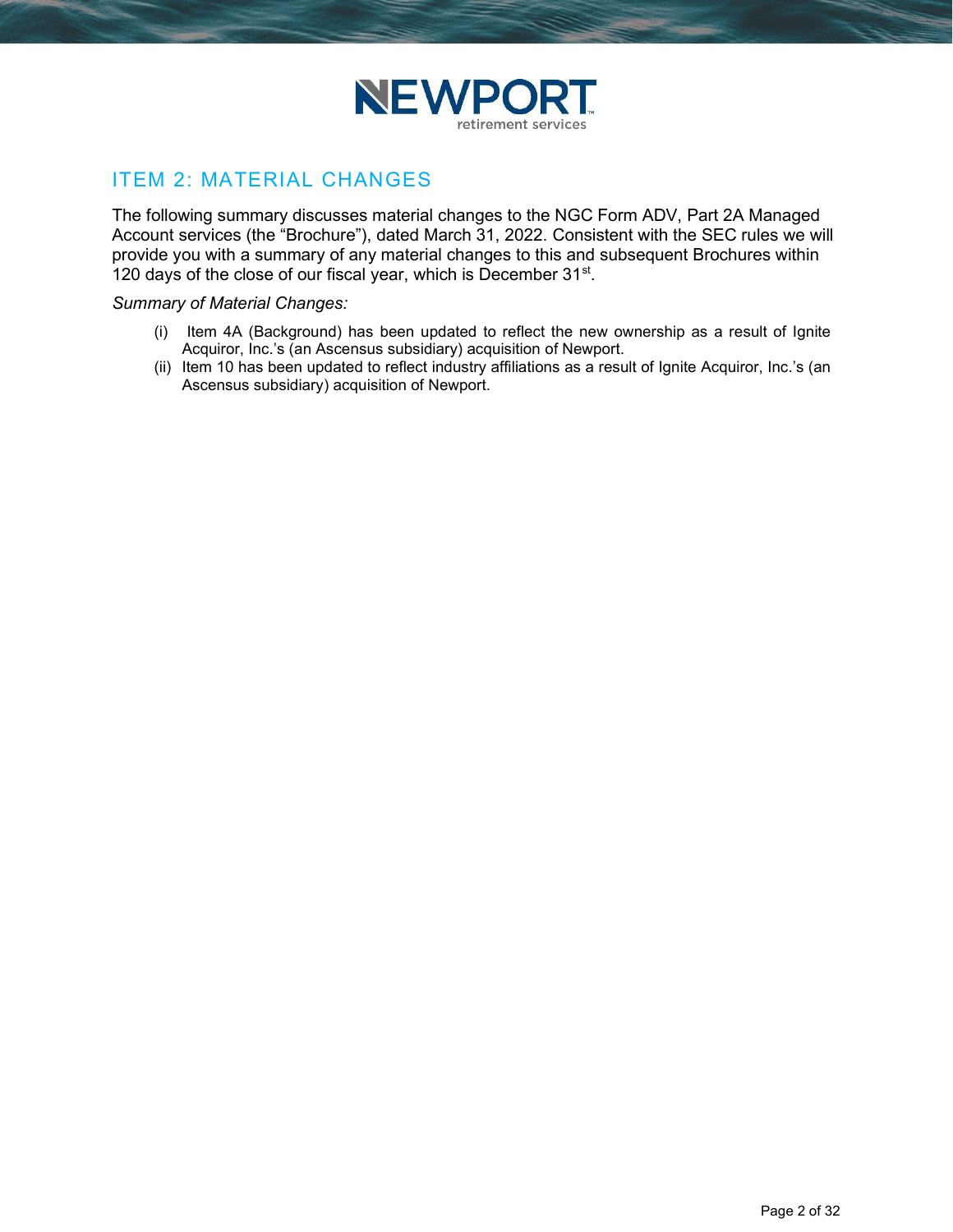## ITEM 2: MATERIAL CHANGES

The following summary discusses material changes to the NGC Form ADV, Part 2A Managed Account services (the "Brochure"), dated March 31, 2022. Consistent with the SEC rules we will provide you with a summary of any material changes to this and subsequent Brochures within 120 days of the close of our fiscal year, which is December 31st.

*Summary of Material Changes:*

(i) Item 4A (Background) has been updated to reflect the new ownership as a result of Ignite Acquiror, Inc.'s (an Ascensus subsidiary) acquisition of Newport.

(ii) Item 10 has been updated to reflect industry affiliations as a result of Ignite Acquiror, Inc.'s (an Ascensus subsidiary) acquisition of Newport.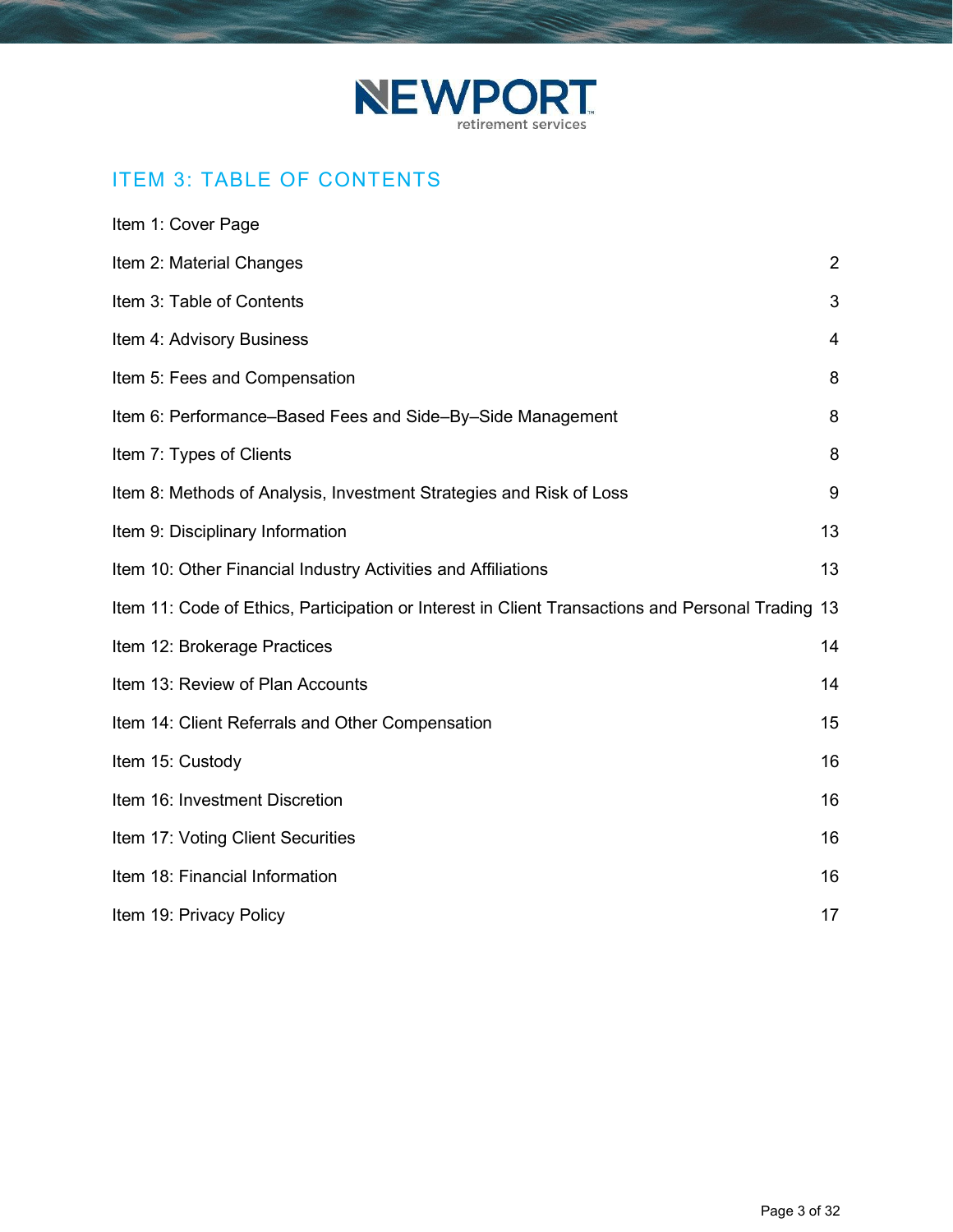# ITEM 3: TABLE OF CONTENTS

| | |
|---|---|
| Item 1: Cover Page | |
| Item 2: Material Changes | 2 |
| Item 3: Table of Contents | 3 |
| Item 4: Advisory Business | 4 |
| Item 5: Fees and Compensation | 8 |
| Item 6: Performance–Based Fees and Side–By–Side Management | 8 |
| Item 7: Types of Clients | 8 |
| Item 8: Methods of Analysis, Investment Strategies and Risk of Loss | 9 |
| Item 9: Disciplinary Information | 13 |
| Item 10: Other Financial Industry Activities and Affiliations | 13 |
| Item 11: Code of Ethics, Participation or Interest in Client Transactions and Personal Trading | 13 |
| Item 12: Brokerage Practices | 14 |
| Item 13: Review of Plan Accounts | 14 |
| Item 14: Client Referrals and Other Compensation | 15 |
| Item 15: Custody | 16 |
| Item 16: Investment Discretion | 16 |
| Item 17: Voting Client Securities | 16 |
| Item 18: Financial Information | 16 |
| Item 19: Privacy Policy | 17 |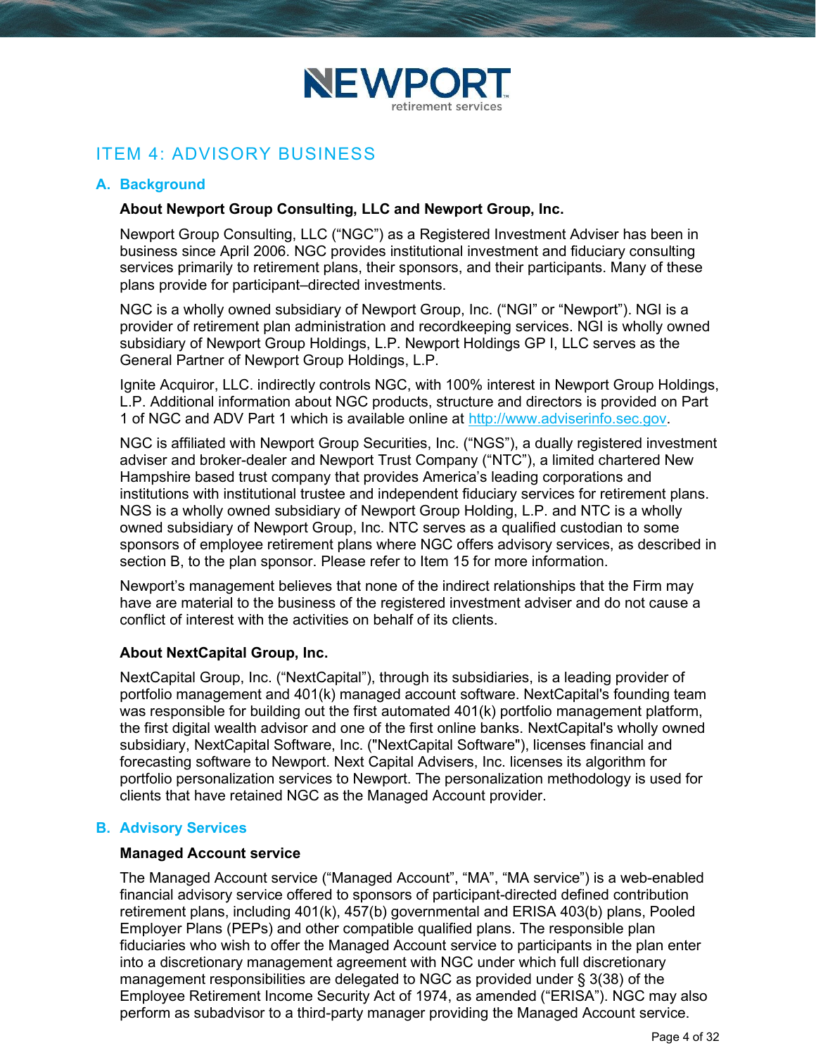## ITEM 4: ADVISORY BUSINESS

### A. Background

**About Newport Group Consulting, LLC and Newport Group, Inc.**

Newport Group Consulting, LLC ("NGC") as a Registered Investment Adviser has been in business since April 2006. NGC provides institutional investment and fiduciary consulting services primarily to retirement plans, their sponsors, and their participants. Many of these plans provide for participant–directed investments.

NGC is a wholly owned subsidiary of Newport Group, Inc. ("NGI" or "Newport"). NGI is a provider of retirement plan administration and recordkeeping services. NGI is wholly owned subsidiary of Newport Group Holdings, L.P. Newport Holdings GP I, LLC serves as the General Partner of Newport Group Holdings, L.P.

Ignite Acquiror, LLC. indirectly controls NGC, with 100% interest in Newport Group Holdings, L.P. Additional information about NGC products, structure and directors is provided on Part 1 of NGC and ADV Part 1 which is available online at http://www.adviserinfo.sec.gov.

NGC is affiliated with Newport Group Securities, Inc. ("NGS"), a dually registered investment adviser and broker-dealer and Newport Trust Company ("NTC"), a limited chartered New Hampshire based trust company that provides America's leading corporations and institutions with institutional trustee and independent fiduciary services for retirement plans. NGS is a wholly owned subsidiary of Newport Group Holding, L.P. and NTC is a wholly owned subsidiary of Newport Group, Inc. NTC serves as a qualified custodian to some sponsors of employee retirement plans where NGC offers advisory services, as described in section B, to the plan sponsor. Please refer to Item 15 for more information.

Newport's management believes that none of the indirect relationships that the Firm may have are material to the business of the registered investment adviser and do not cause a conflict of interest with the activities on behalf of its clients.

**About NextCapital Group, Inc.**

NextCapital Group, Inc. ("NextCapital"), through its subsidiaries, is a leading provider of portfolio management and 401(k) managed account software. NextCapital's founding team was responsible for building out the first automated 401(k) portfolio management platform, the first digital wealth advisor and one of the first online banks. NextCapital's wholly owned subsidiary, NextCapital Software, Inc. ("NextCapital Software"), licenses financial and forecasting software to Newport. Next Capital Advisers, Inc. licenses its algorithm for portfolio personalization services to Newport. The personalization methodology is used for clients that have retained NGC as the Managed Account provider.

### B. Advisory Services

**Managed Account service**

The Managed Account service ("Managed Account", "MA", "MA service") is a web-enabled financial advisory service offered to sponsors of participant-directed defined contribution retirement plans, including 401(k), 457(b) governmental and ERISA 403(b) plans, Pooled Employer Plans (PEPs) and other compatible qualified plans. The responsible plan fiduciaries who wish to offer the Managed Account service to participants in the plan enter into a discretionary management agreement with NGC under which full discretionary management responsibilities are delegated to NGC as provided under § 3(38) of the Employee Retirement Income Security Act of 1974, as amended ("ERISA"). NGC may also perform as subadvisor to a third-party manager providing the Managed Account service.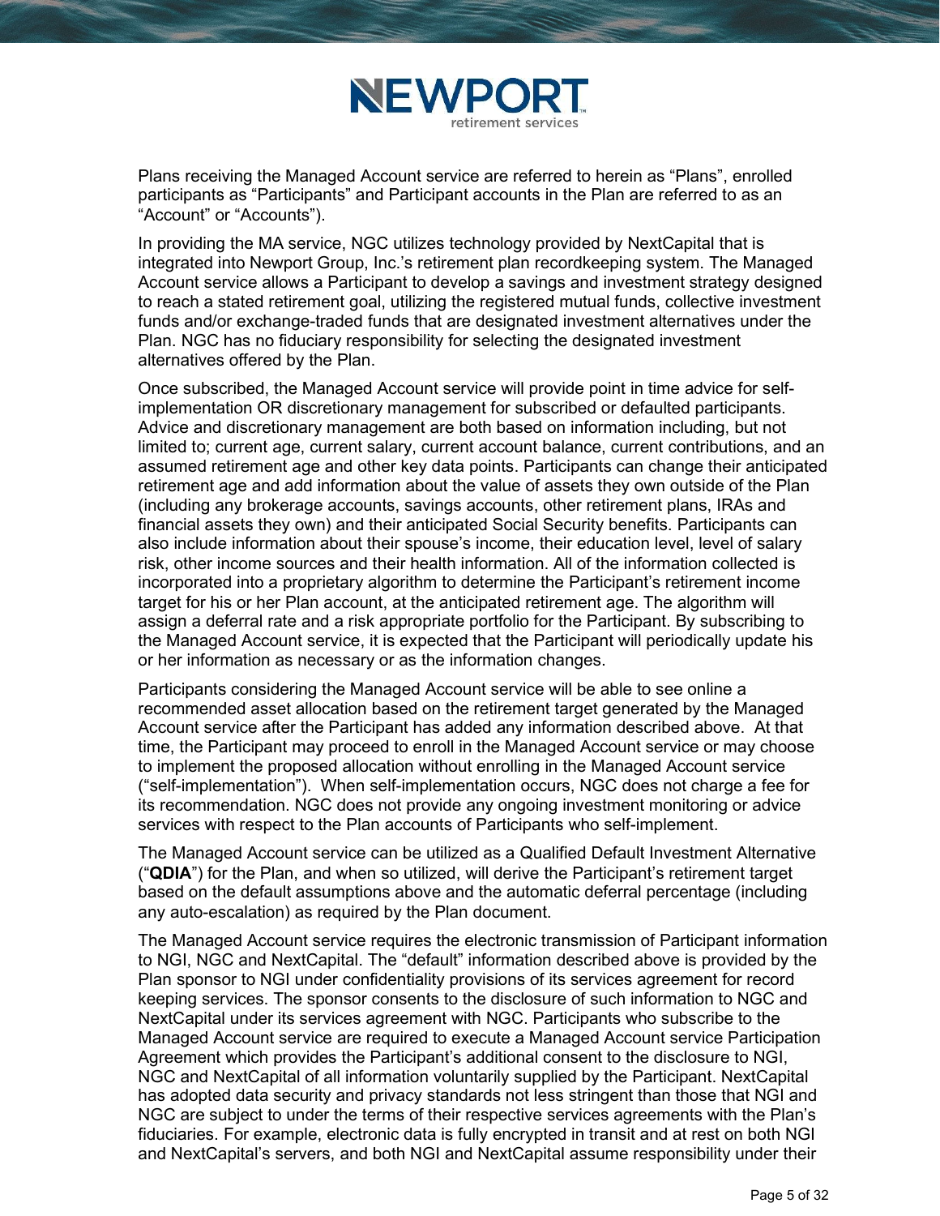Plans receiving the Managed Account service are referred to herein as "Plans", enrolled participants as "Participants" and Participant accounts in the Plan are referred to as an "Account" or "Accounts").

In providing the MA service, NGC utilizes technology provided by NextCapital that is integrated into Newport Group, Inc.'s retirement plan recordkeeping system. The Managed Account service allows a Participant to develop a savings and investment strategy designed to reach a stated retirement goal, utilizing the registered mutual funds, collective investment funds and/or exchange-traded funds that are designated investment alternatives under the Plan. NGC has no fiduciary responsibility for selecting the designated investment alternatives offered by the Plan.

Once subscribed, the Managed Account service will provide point in time advice for self-implementation OR discretionary management for subscribed or defaulted participants. Advice and discretionary management are both based on information including, but not limited to; current age, current salary, current account balance, current contributions, and an assumed retirement age and other key data points. Participants can change their anticipated retirement age and add information about the value of assets they own outside of the Plan (including any brokerage accounts, savings accounts, other retirement plans, IRAs and financial assets they own) and their anticipated Social Security benefits. Participants can also include information about their spouse's income, their education level, level of salary risk, other income sources and their health information. All of the information collected is incorporated into a proprietary algorithm to determine the Participant's retirement income target for his or her Plan account, at the anticipated retirement age. The algorithm will assign a deferral rate and a risk appropriate portfolio for the Participant. By subscribing to the Managed Account service, it is expected that the Participant will periodically update his or her information as necessary or as the information changes.

Participants considering the Managed Account service will be able to see online a recommended asset allocation based on the retirement target generated by the Managed Account service after the Participant has added any information described above. At that time, the Participant may proceed to enroll in the Managed Account service or may choose to implement the proposed allocation without enrolling in the Managed Account service ("self-implementation"). When self-implementation occurs, NGC does not charge a fee for its recommendation. NGC does not provide any ongoing investment monitoring or advice services with respect to the Plan accounts of Participants who self-implement.

The Managed Account service can be utilized as a Qualified Default Investment Alternative ("**QDIA**") for the Plan, and when so utilized, will derive the Participant's retirement target based on the default assumptions above and the automatic deferral percentage (including any auto-escalation) as required by the Plan document.

The Managed Account service requires the electronic transmission of Participant information to NGI, NGC and NextCapital. The "default" information described above is provided by the Plan sponsor to NGI under confidentiality provisions of its services agreement for record keeping services. The sponsor consents to the disclosure of such information to NGC and NextCapital under its services agreement with NGC. Participants who subscribe to the Managed Account service are required to execute a Managed Account service Participation Agreement which provides the Participant's additional consent to the disclosure to NGI, NGC and NextCapital of all information voluntarily supplied by the Participant. NextCapital has adopted data security and privacy standards not less stringent than those that NGI and NGC are subject to under the terms of their respective services agreements with the Plan's fiduciaries. For example, electronic data is fully encrypted in transit and at rest on both NGI and NextCapital's servers, and both NGI and NextCapital assume responsibility under their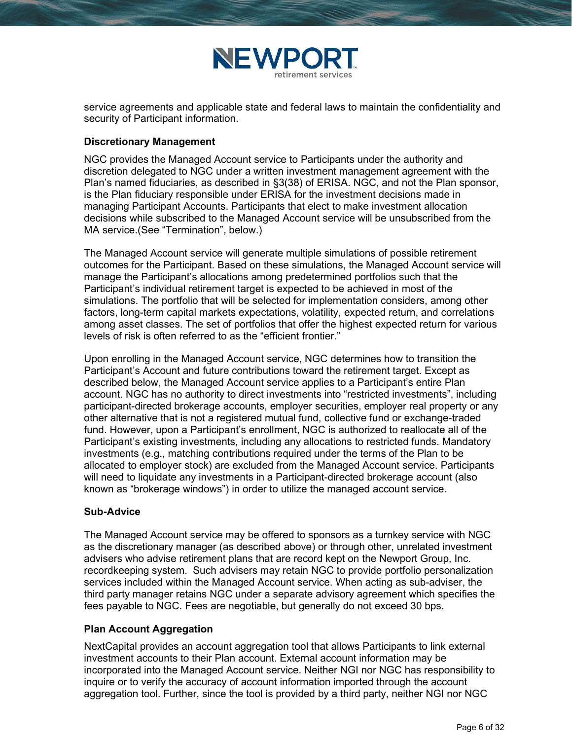service agreements and applicable state and federal laws to maintain the confidentiality and security of Participant information.

**Discretionary Management**

NGC provides the Managed Account service to Participants under the authority and discretion delegated to NGC under a written investment management agreement with the Plan's named fiduciaries, as described in §3(38) of ERISA. NGC, and not the Plan sponsor, is the Plan fiduciary responsible under ERISA for the investment decisions made in managing Participant Accounts. Participants that elect to make investment allocation decisions while subscribed to the Managed Account service will be unsubscribed from the MA service.(See "Termination", below.)

The Managed Account service will generate multiple simulations of possible retirement outcomes for the Participant. Based on these simulations, the Managed Account service will manage the Participant's allocations among predetermined portfolios such that the Participant's individual retirement target is expected to be achieved in most of the simulations. The portfolio that will be selected for implementation considers, among other factors, long-term capital markets expectations, volatility, expected return, and correlations among asset classes. The set of portfolios that offer the highest expected return for various levels of risk is often referred to as the "efficient frontier."

Upon enrolling in the Managed Account service, NGC determines how to transition the Participant's Account and future contributions toward the retirement target. Except as described below, the Managed Account service applies to a Participant's entire Plan account. NGC has no authority to direct investments into "restricted investments", including participant-directed brokerage accounts, employer securities, employer real property or any other alternative that is not a registered mutual fund, collective fund or exchange-traded fund. However, upon a Participant's enrollment, NGC is authorized to reallocate all of the Participant's existing investments, including any allocations to restricted funds. Mandatory investments (e.g., matching contributions required under the terms of the Plan to be allocated to employer stock) are excluded from the Managed Account service. Participants will need to liquidate any investments in a Participant-directed brokerage account (also known as "brokerage windows") in order to utilize the managed account service.

**Sub-Advice**

The Managed Account service may be offered to sponsors as a turnkey service with NGC as the discretionary manager (as described above) or through other, unrelated investment advisers who advise retirement plans that are record kept on the Newport Group, Inc. recordkeeping system. Such advisers may retain NGC to provide portfolio personalization services included within the Managed Account service. When acting as sub-adviser, the third party manager retains NGC under a separate advisory agreement which specifies the fees payable to NGC. Fees are negotiable, but generally do not exceed 30 bps.

**Plan Account Aggregation**

NextCapital provides an account aggregation tool that allows Participants to link external investment accounts to their Plan account. External account information may be incorporated into the Managed Account service. Neither NGI nor NGC has responsibility to inquire or to verify the accuracy of account information imported through the account aggregation tool. Further, since the tool is provided by a third party, neither NGI nor NGC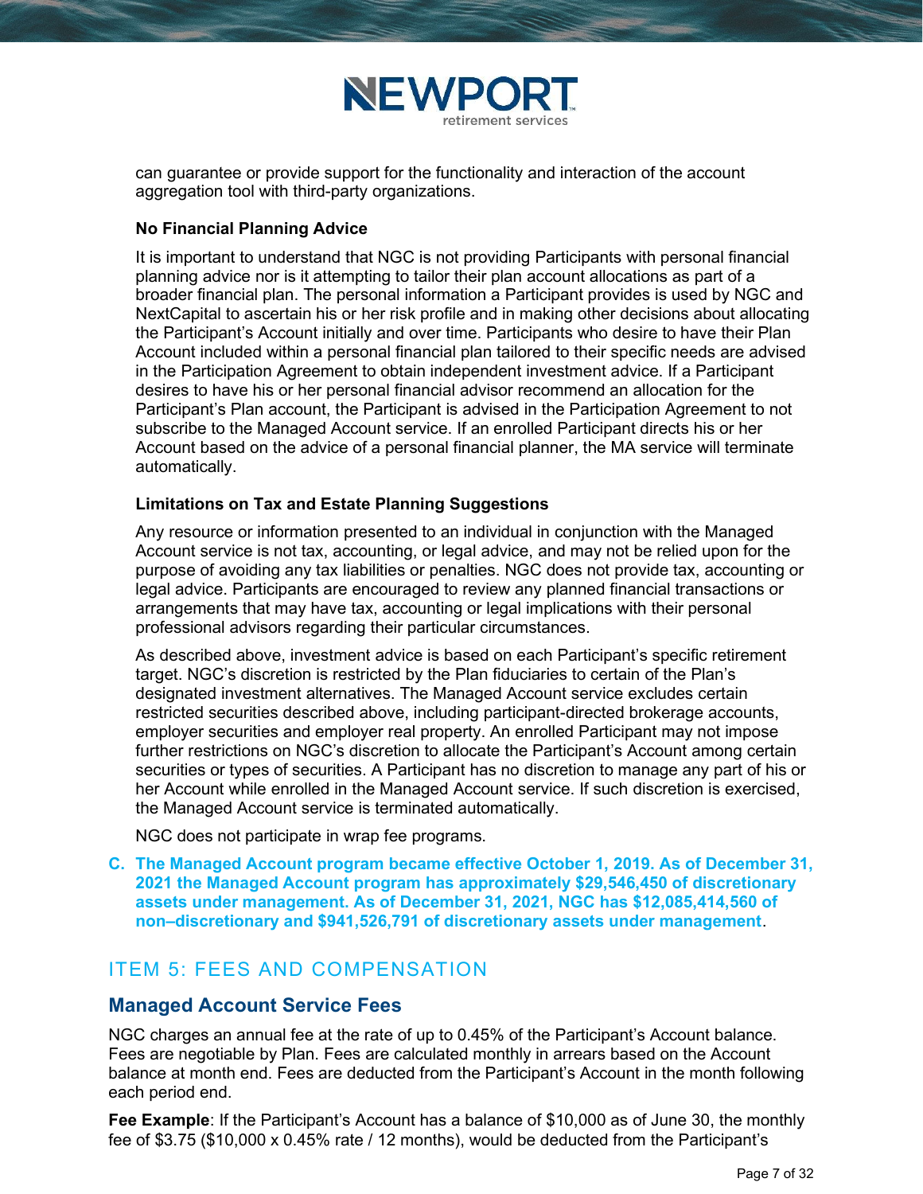can guarantee or provide support for the functionality and interaction of the account aggregation tool with third-party organizations.

**No Financial Planning Advice**

It is important to understand that NGC is not providing Participants with personal financial planning advice nor is it attempting to tailor their plan account allocations as part of a broader financial plan. The personal information a Participant provides is used by NGC and NextCapital to ascertain his or her risk profile and in making other decisions about allocating the Participant's Account initially and over time. Participants who desire to have their Plan Account included within a personal financial plan tailored to their specific needs are advised in the Participation Agreement to obtain independent investment advice. If a Participant desires to have his or her personal financial advisor recommend an allocation for the Participant's Plan account, the Participant is advised in the Participation Agreement to not subscribe to the Managed Account service. If an enrolled Participant directs his or her Account based on the advice of a personal financial planner, the MA service will terminate automatically.

**Limitations on Tax and Estate Planning Suggestions**

Any resource or information presented to an individual in conjunction with the Managed Account service is not tax, accounting, or legal advice, and may not be relied upon for the purpose of avoiding any tax liabilities or penalties. NGC does not provide tax, accounting or legal advice. Participants are encouraged to review any planned financial transactions or arrangements that may have tax, accounting or legal implications with their personal professional advisors regarding their particular circumstances.

As described above, investment advice is based on each Participant's specific retirement target. NGC's discretion is restricted by the Plan fiduciaries to certain of the Plan's designated investment alternatives. The Managed Account service excludes certain restricted securities described above, including participant-directed brokerage accounts, employer securities and employer real property. An enrolled Participant may not impose further restrictions on NGC's discretion to allocate the Participant's Account among certain securities or types of securities. A Participant has no discretion to manage any part of his or her Account while enrolled in the Managed Account service. If such discretion is exercised, the Managed Account service is terminated automatically.

NGC does not participate in wrap fee programs.

**C. The Managed Account program became effective October 1, 2019. As of December 31, 2021 the Managed Account program has approximately $29,546,450 of discretionary assets under management. As of December 31, 2021, NGC has $12,085,414,560 of non–discretionary and $941,526,791 of discretionary assets under management**.

## ITEM 5: FEES AND COMPENSATION

### Managed Account Service Fees

NGC charges an annual fee at the rate of up to 0.45% of the Participant's Account balance. Fees are negotiable by Plan. Fees are calculated monthly in arrears based on the Account balance at month end. Fees are deducted from the Participant's Account in the month following each period end.

**Fee Example**: If the Participant's Account has a balance of $10,000 as of June 30, the monthly fee of $3.75 ($10,000 x 0.45% rate / 12 months), would be deducted from the Participant's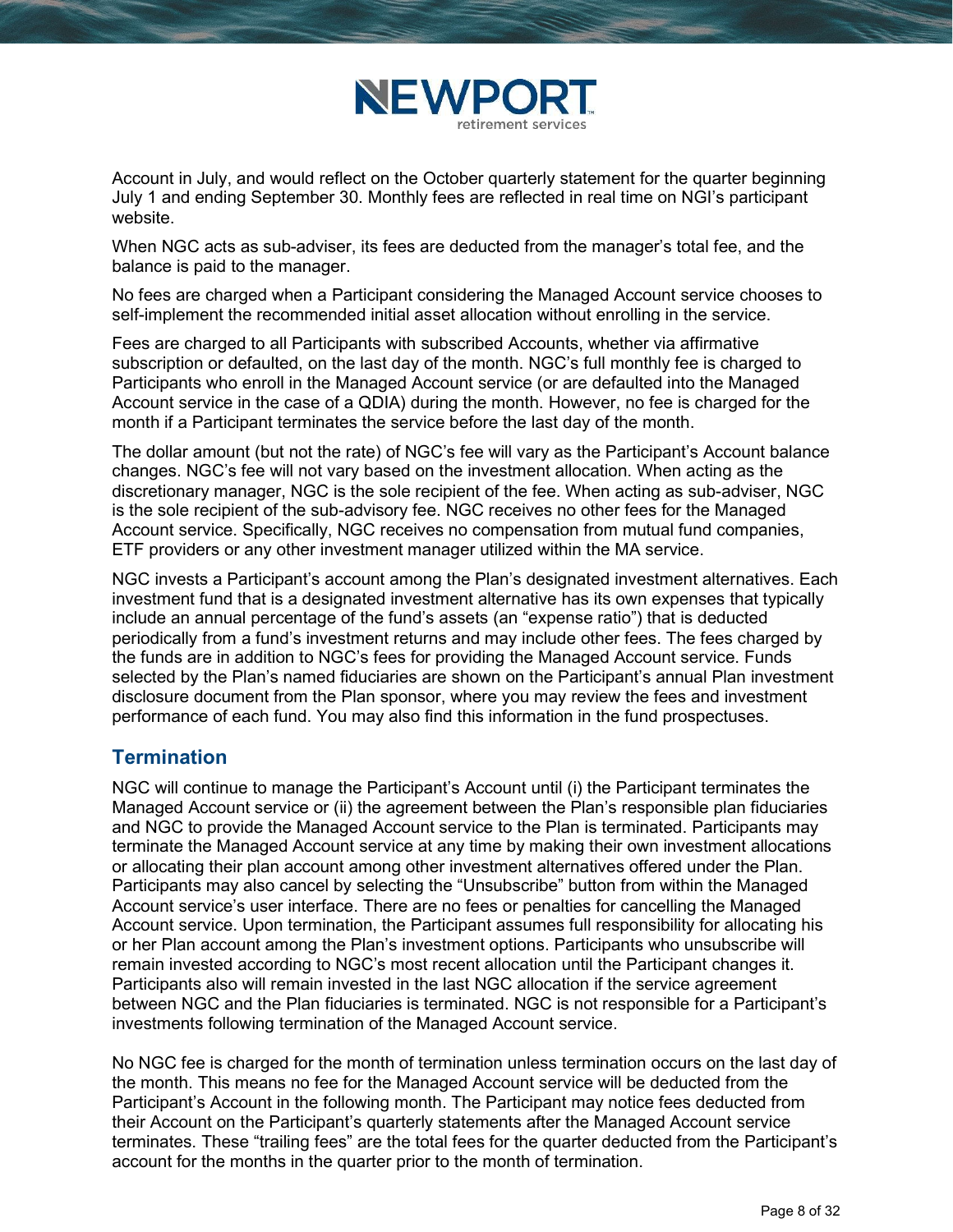Account in July, and would reflect on the October quarterly statement for the quarter beginning July 1 and ending September 30. Monthly fees are reflected in real time on NGI's participant website.

When NGC acts as sub-adviser, its fees are deducted from the manager's total fee, and the balance is paid to the manager.

No fees are charged when a Participant considering the Managed Account service chooses to self-implement the recommended initial asset allocation without enrolling in the service.

Fees are charged to all Participants with subscribed Accounts, whether via affirmative subscription or defaulted, on the last day of the month. NGC's full monthly fee is charged to Participants who enroll in the Managed Account service (or are defaulted into the Managed Account service in the case of a QDIA) during the month. However, no fee is charged for the month if a Participant terminates the service before the last day of the month.

The dollar amount (but not the rate) of NGC's fee will vary as the Participant's Account balance changes. NGC's fee will not vary based on the investment allocation. When acting as the discretionary manager, NGC is the sole recipient of the fee. When acting as sub-adviser, NGC is the sole recipient of the sub-advisory fee. NGC receives no other fees for the Managed Account service. Specifically, NGC receives no compensation from mutual fund companies, ETF providers or any other investment manager utilized within the MA service.

NGC invests a Participant's account among the Plan's designated investment alternatives. Each investment fund that is a designated investment alternative has its own expenses that typically include an annual percentage of the fund's assets (an "expense ratio") that is deducted periodically from a fund's investment returns and may include other fees. The fees charged by the funds are in addition to NGC's fees for providing the Managed Account service. Funds selected by the Plan's named fiduciaries are shown on the Participant's annual Plan investment disclosure document from the Plan sponsor, where you may review the fees and investment performance of each fund. You may also find this information in the fund prospectuses.

## Termination

NGC will continue to manage the Participant's Account until (i) the Participant terminates the Managed Account service or (ii) the agreement between the Plan's responsible plan fiduciaries and NGC to provide the Managed Account service to the Plan is terminated. Participants may terminate the Managed Account service at any time by making their own investment allocations or allocating their plan account among other investment alternatives offered under the Plan. Participants may also cancel by selecting the "Unsubscribe" button from within the Managed Account service's user interface. There are no fees or penalties for cancelling the Managed Account service. Upon termination, the Participant assumes full responsibility for allocating his or her Plan account among the Plan's investment options. Participants who unsubscribe will remain invested according to NGC's most recent allocation until the Participant changes it. Participants also will remain invested in the last NGC allocation if the service agreement between NGC and the Plan fiduciaries is terminated. NGC is not responsible for a Participant's investments following termination of the Managed Account service.

No NGC fee is charged for the month of termination unless termination occurs on the last day of the month. This means no fee for the Managed Account service will be deducted from the Participant's Account in the following month. The Participant may notice fees deducted from their Account on the Participant's quarterly statements after the Managed Account service terminates. These "trailing fees" are the total fees for the quarter deducted from the Participant's account for the months in the quarter prior to the month of termination.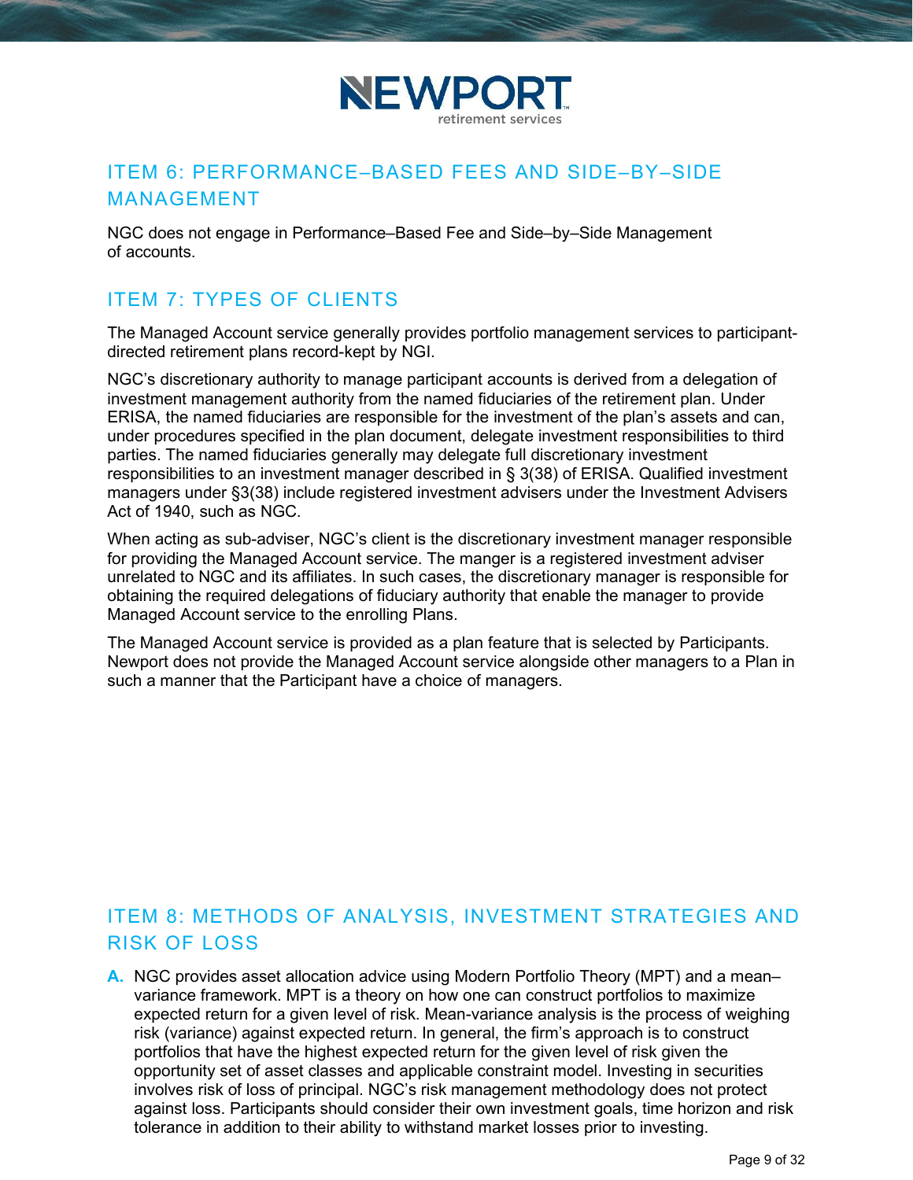## ITEM 6: PERFORMANCE–BASED FEES AND SIDE–BY–SIDE MANAGEMENT

NGC does not engage in Performance–Based Fee and Side–by–Side Management of accounts.

## ITEM 7: TYPES OF CLIENTS

The Managed Account service generally provides portfolio management services to participant-directed retirement plans record-kept by NGI.

NGC's discretionary authority to manage participant accounts is derived from a delegation of investment management authority from the named fiduciaries of the retirement plan. Under ERISA, the named fiduciaries are responsible for the investment of the plan's assets and can, under procedures specified in the plan document, delegate investment responsibilities to third parties. The named fiduciaries generally may delegate full discretionary investment responsibilities to an investment manager described in § 3(38) of ERISA. Qualified investment managers under §3(38) include registered investment advisers under the Investment Advisers Act of 1940, such as NGC.

When acting as sub-adviser, NGC's client is the discretionary investment manager responsible for providing the Managed Account service. The manger is a registered investment adviser unrelated to NGC and its affiliates. In such cases, the discretionary manager is responsible for obtaining the required delegations of fiduciary authority that enable the manager to provide Managed Account service to the enrolling Plans.

The Managed Account service is provided as a plan feature that is selected by Participants. Newport does not provide the Managed Account service alongside other managers to a Plan in such a manner that the Participant have a choice of managers.

## ITEM 8: METHODS OF ANALYSIS, INVESTMENT STRATEGIES AND RISK OF LOSS

**A.** NGC provides asset allocation advice using Modern Portfolio Theory (MPT) and a mean–variance framework. MPT is a theory on how one can construct portfolios to maximize expected return for a given level of risk. Mean-variance analysis is the process of weighing risk (variance) against expected return. In general, the firm's approach is to construct portfolios that have the highest expected return for the given level of risk given the opportunity set of asset classes and applicable constraint model. Investing in securities involves risk of loss of principal. NGC's risk management methodology does not protect against loss. Participants should consider their own investment goals, time horizon and risk tolerance in addition to their ability to withstand market losses prior to investing.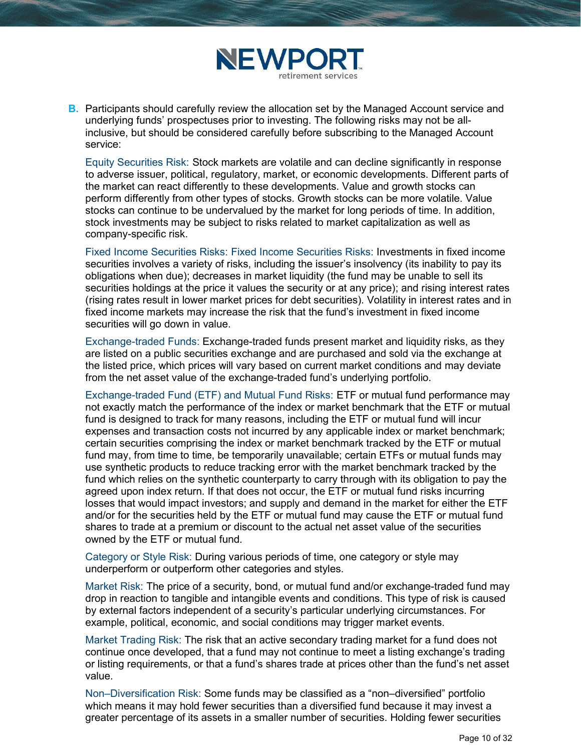B. Participants should carefully review the allocation set by the Managed Account service and underlying funds' prospectuses prior to investing. The following risks may not be all-inclusive, but should be considered carefully before subscribing to the Managed Account service:

Equity Securities Risk: Stock markets are volatile and can decline significantly in response to adverse issuer, political, regulatory, market, or economic developments. Different parts of the market can react differently to these developments. Value and growth stocks can perform differently from other types of stocks. Growth stocks can be more volatile. Value stocks can continue to be undervalued by the market for long periods of time. In addition, stock investments may be subject to risks related to market capitalization as well as company-specific risk.

Fixed Income Securities Risks: Fixed Income Securities Risks: Investments in fixed income securities involves a variety of risks, including the issuer's insolvency (its inability to pay its obligations when due); decreases in market liquidity (the fund may be unable to sell its securities holdings at the price it values the security or at any price); and rising interest rates (rising rates result in lower market prices for debt securities). Volatility in interest rates and in fixed income markets may increase the risk that the fund's investment in fixed income securities will go down in value.

Exchange-traded Funds: Exchange-traded funds present market and liquidity risks, as they are listed on a public securities exchange and are purchased and sold via the exchange at the listed price, which prices will vary based on current market conditions and may deviate from the net asset value of the exchange-traded fund's underlying portfolio.

Exchange-traded Fund (ETF) and Mutual Fund Risks: ETF or mutual fund performance may not exactly match the performance of the index or market benchmark that the ETF or mutual fund is designed to track for many reasons, including the ETF or mutual fund will incur expenses and transaction costs not incurred by any applicable index or market benchmark; certain securities comprising the index or market benchmark tracked by the ETF or mutual fund may, from time to time, be temporarily unavailable; certain ETFs or mutual funds may use synthetic products to reduce tracking error with the market benchmark tracked by the fund which relies on the synthetic counterparty to carry through with its obligation to pay the agreed upon index return. If that does not occur, the ETF or mutual fund risks incurring losses that would impact investors; and supply and demand in the market for either the ETF and/or for the securities held by the ETF or mutual fund may cause the ETF or mutual fund shares to trade at a premium or discount to the actual net asset value of the securities owned by the ETF or mutual fund.

Category or Style Risk: During various periods of time, one category or style may underperform or outperform other categories and styles.

Market Risk: The price of a security, bond, or mutual fund and/or exchange-traded fund may drop in reaction to tangible and intangible events and conditions. This type of risk is caused by external factors independent of a security's particular underlying circumstances. For example, political, economic, and social conditions may trigger market events.

Market Trading Risk: The risk that an active secondary trading market for a fund does not continue once developed, that a fund may not continue to meet a listing exchange's trading or listing requirements, or that a fund's shares trade at prices other than the fund's net asset value.

Non–Diversification Risk: Some funds may be classified as a "non–diversified" portfolio which means it may hold fewer securities than a diversified fund because it may invest a greater percentage of its assets in a smaller number of securities. Holding fewer securities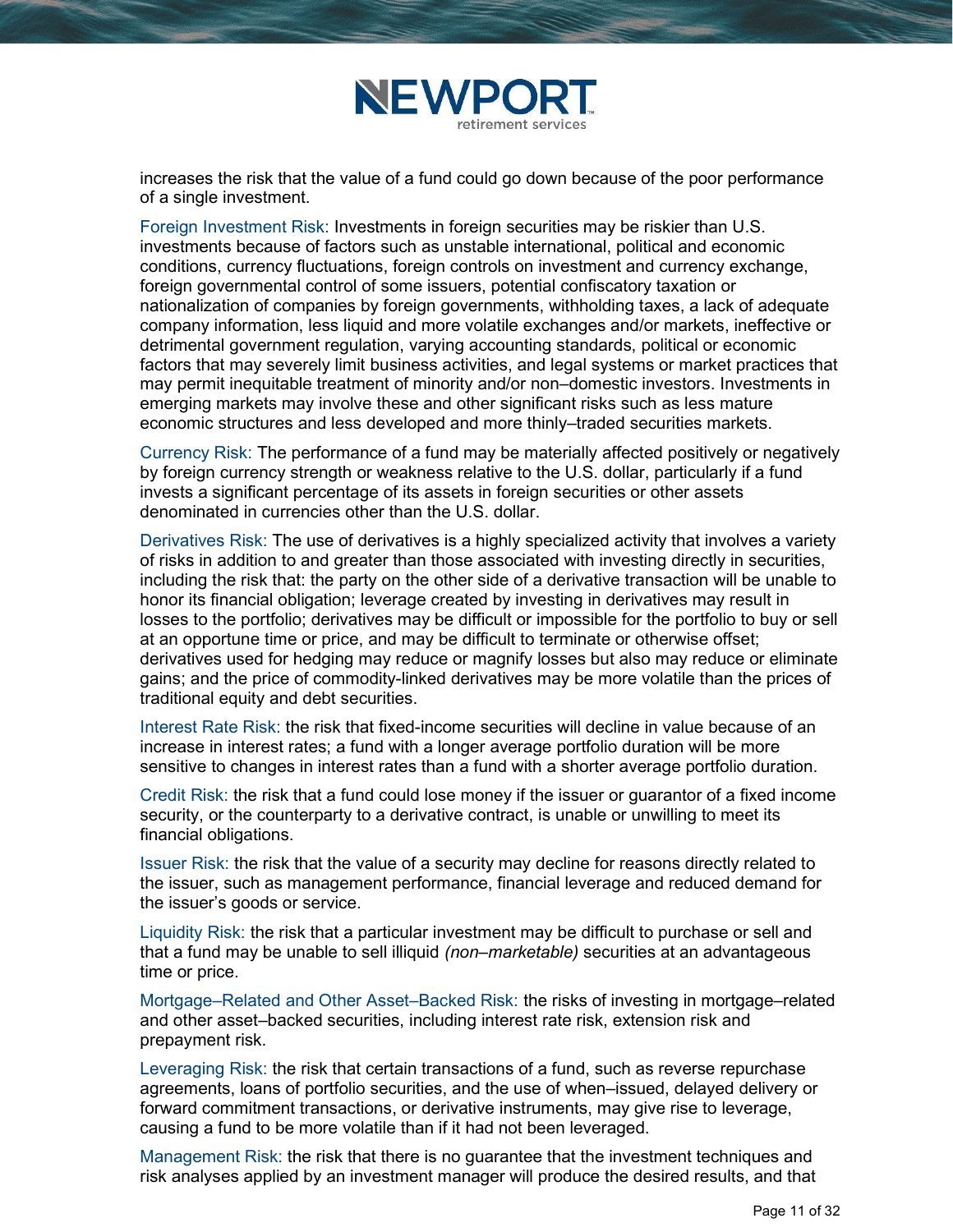increases the risk that the value of a fund could go down because of the poor performance of a single investment.

Foreign Investment Risk: Investments in foreign securities may be riskier than U.S. investments because of factors such as unstable international, political and economic conditions, currency fluctuations, foreign controls on investment and currency exchange, foreign governmental control of some issuers, potential confiscatory taxation or nationalization of companies by foreign governments, withholding taxes, a lack of adequate company information, less liquid and more volatile exchanges and/or markets, ineffective or detrimental government regulation, varying accounting standards, political or economic factors that may severely limit business activities, and legal systems or market practices that may permit inequitable treatment of minority and/or non–domestic investors. Investments in emerging markets may involve these and other significant risks such as less mature economic structures and less developed and more thinly–traded securities markets.

Currency Risk: The performance of a fund may be materially affected positively or negatively by foreign currency strength or weakness relative to the U.S. dollar, particularly if a fund invests a significant percentage of its assets in foreign securities or other assets denominated in currencies other than the U.S. dollar.

Derivatives Risk: The use of derivatives is a highly specialized activity that involves a variety of risks in addition to and greater than those associated with investing directly in securities, including the risk that: the party on the other side of a derivative transaction will be unable to honor its financial obligation; leverage created by investing in derivatives may result in losses to the portfolio; derivatives may be difficult or impossible for the portfolio to buy or sell at an opportune time or price, and may be difficult to terminate or otherwise offset; derivatives used for hedging may reduce or magnify losses but also may reduce or eliminate gains; and the price of commodity-linked derivatives may be more volatile than the prices of traditional equity and debt securities.

Interest Rate Risk: the risk that fixed-income securities will decline in value because of an increase in interest rates; a fund with a longer average portfolio duration will be more sensitive to changes in interest rates than a fund with a shorter average portfolio duration.

Credit Risk: the risk that a fund could lose money if the issuer or guarantor of a fixed income security, or the counterparty to a derivative contract, is unable or unwilling to meet its financial obligations.

Issuer Risk: the risk that the value of a security may decline for reasons directly related to the issuer, such as management performance, financial leverage and reduced demand for the issuer's goods or service.

Liquidity Risk: the risk that a particular investment may be difficult to purchase or sell and that a fund may be unable to sell illiquid *(non–marketable)* securities at an advantageous time or price.

Mortgage–Related and Other Asset–Backed Risk: the risks of investing in mortgage–related and other asset–backed securities, including interest rate risk, extension risk and prepayment risk.

Leveraging Risk: the risk that certain transactions of a fund, such as reverse repurchase agreements, loans of portfolio securities, and the use of when–issued, delayed delivery or forward commitment transactions, or derivative instruments, may give rise to leverage, causing a fund to be more volatile than if it had not been leveraged.

Management Risk: the risk that there is no guarantee that the investment techniques and risk analyses applied by an investment manager will produce the desired results, and that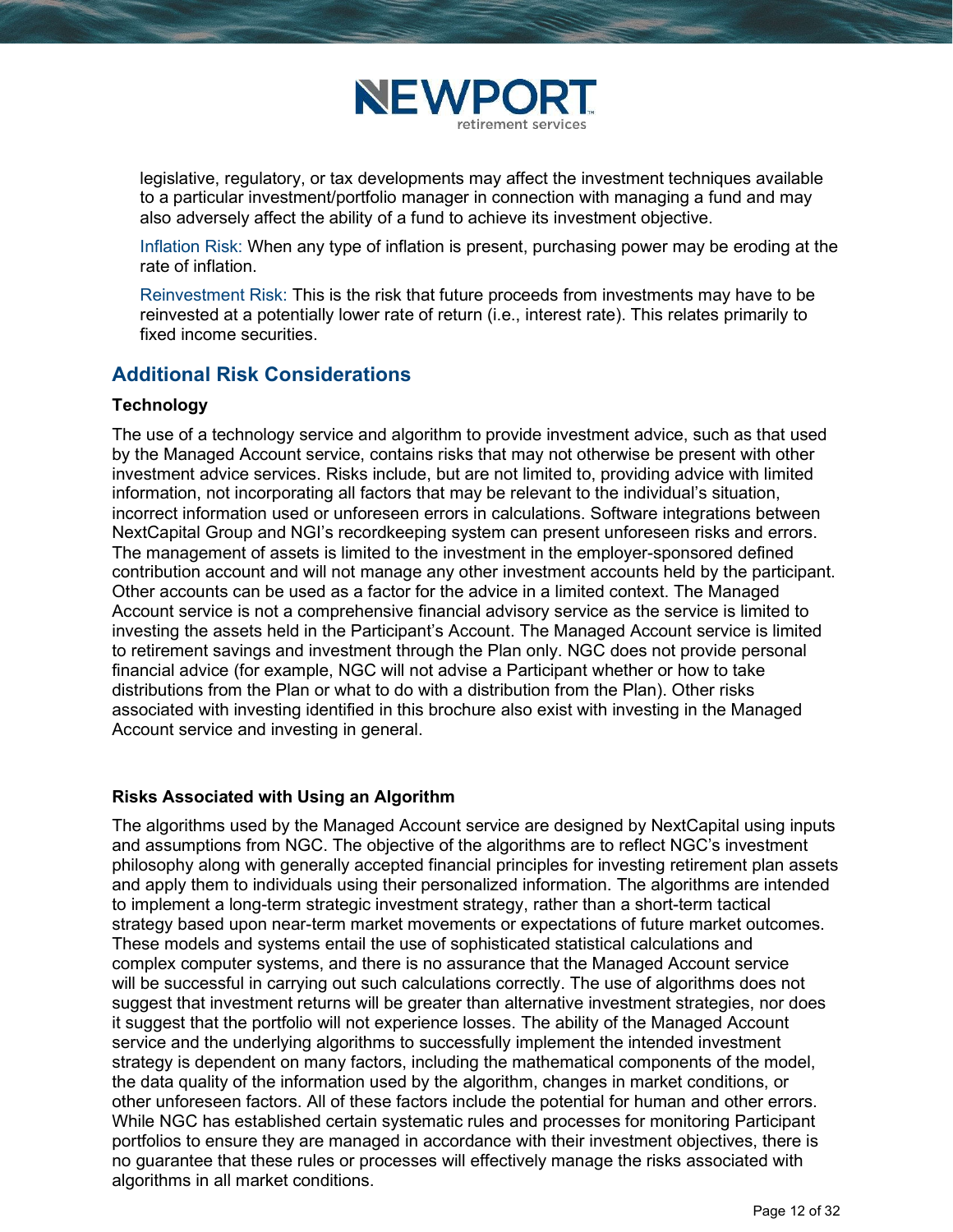legislative, regulatory, or tax developments may affect the investment techniques available to a particular investment/portfolio manager in connection with managing a fund and may also adversely affect the ability of a fund to achieve its investment objective.

Inflation Risk: When any type of inflation is present, purchasing power may be eroding at the rate of inflation.

Reinvestment Risk: This is the risk that future proceeds from investments may have to be reinvested at a potentially lower rate of return (i.e., interest rate). This relates primarily to fixed income securities.

## Additional Risk Considerations

**Technology**

The use of a technology service and algorithm to provide investment advice, such as that used by the Managed Account service, contains risks that may not otherwise be present with other investment advice services. Risks include, but are not limited to, providing advice with limited information, not incorporating all factors that may be relevant to the individual's situation, incorrect information used or unforeseen errors in calculations. Software integrations between NextCapital Group and NGI's recordkeeping system can present unforeseen risks and errors. The management of assets is limited to the investment in the employer-sponsored defined contribution account and will not manage any other investment accounts held by the participant. Other accounts can be used as a factor for the advice in a limited context. The Managed Account service is not a comprehensive financial advisory service as the service is limited to investing the assets held in the Participant's Account. The Managed Account service is limited to retirement savings and investment through the Plan only. NGC does not provide personal financial advice (for example, NGC will not advise a Participant whether or how to take distributions from the Plan or what to do with a distribution from the Plan). Other risks associated with investing identified in this brochure also exist with investing in the Managed Account service and investing in general.

**Risks Associated with Using an Algorithm**

The algorithms used by the Managed Account service are designed by NextCapital using inputs and assumptions from NGC. The objective of the algorithms are to reflect NGC's investment philosophy along with generally accepted financial principles for investing retirement plan assets and apply them to individuals using their personalized information. The algorithms are intended to implement a long-term strategic investment strategy, rather than a short-term tactical strategy based upon near-term market movements or expectations of future market outcomes. These models and systems entail the use of sophisticated statistical calculations and complex computer systems, and there is no assurance that the Managed Account service will be successful in carrying out such calculations correctly. The use of algorithms does not suggest that investment returns will be greater than alternative investment strategies, nor does it suggest that the portfolio will not experience losses. The ability of the Managed Account service and the underlying algorithms to successfully implement the intended investment strategy is dependent on many factors, including the mathematical components of the model, the data quality of the information used by the algorithm, changes in market conditions, or other unforeseen factors. All of these factors include the potential for human and other errors. While NGC has established certain systematic rules and processes for monitoring Participant portfolios to ensure they are managed in accordance with their investment objectives, there is no guarantee that these rules or processes will effectively manage the risks associated with algorithms in all market conditions.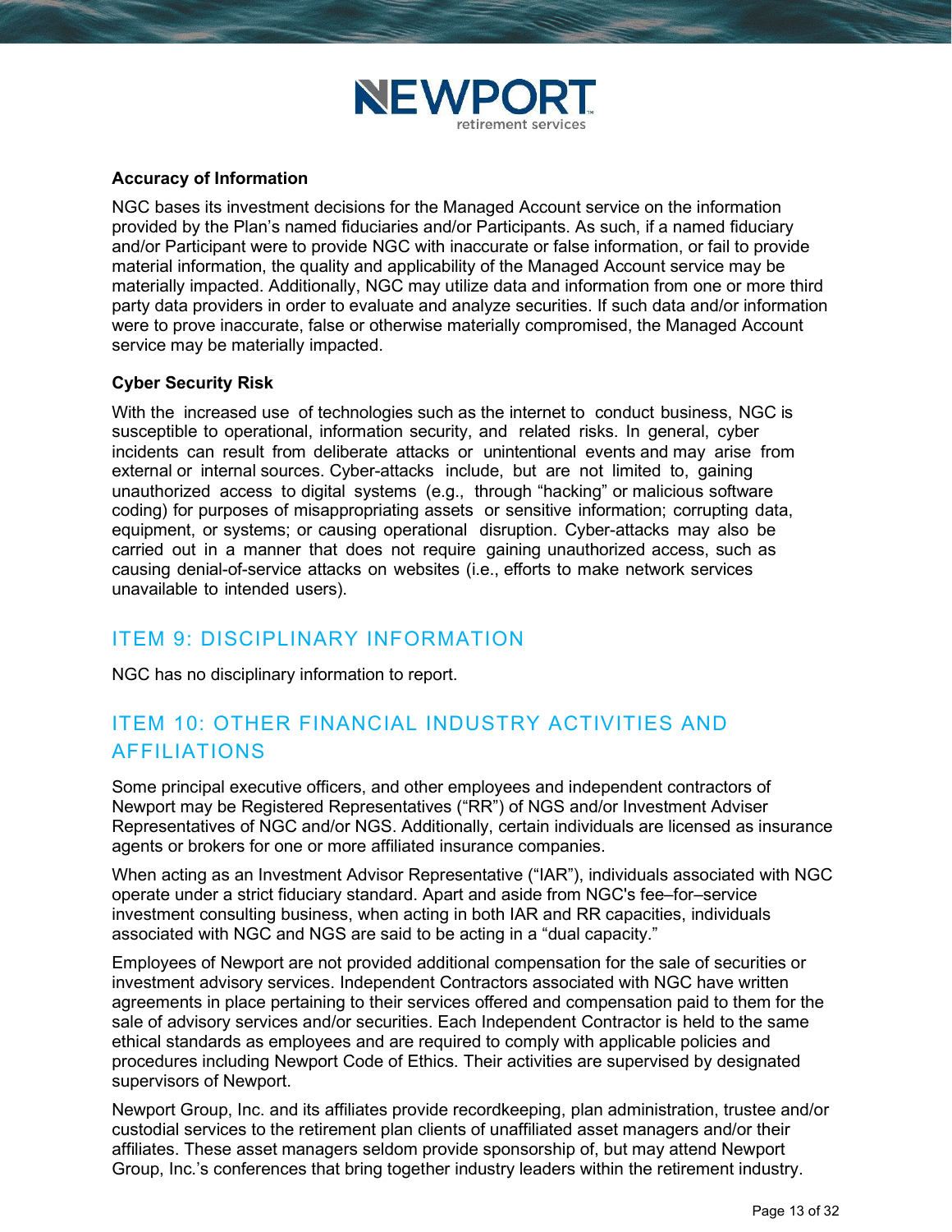**Accuracy of Information**

NGC bases its investment decisions for the Managed Account service on the information provided by the Plan's named fiduciaries and/or Participants. As such, if a named fiduciary and/or Participant were to provide NGC with inaccurate or false information, or fail to provide material information, the quality and applicability of the Managed Account service may be materially impacted. Additionally, NGC may utilize data and information from one or more third party data providers in order to evaluate and analyze securities. If such data and/or information were to prove inaccurate, false or otherwise materially compromised, the Managed Account service may be materially impacted.

**Cyber Security Risk**

With the increased use of technologies such as the internet to conduct business, NGC is susceptible to operational, information security, and related risks. In general, cyber incidents can result from deliberate attacks or unintentional events and may arise from external or internal sources. Cyber-attacks include, but are not limited to, gaining unauthorized access to digital systems (e.g., through "hacking" or malicious software coding) for purposes of misappropriating assets or sensitive information; corrupting data, equipment, or systems; or causing operational disruption. Cyber-attacks may also be carried out in a manner that does not require gaining unauthorized access, such as causing denial-of-service attacks on websites (i.e., efforts to make network services unavailable to intended users).

## ITEM 9: DISCIPLINARY INFORMATION

NGC has no disciplinary information to report.

## ITEM 10: OTHER FINANCIAL INDUSTRY ACTIVITIES AND AFFILIATIONS

Some principal executive officers, and other employees and independent contractors of Newport may be Registered Representatives ("RR") of NGS and/or Investment Adviser Representatives of NGC and/or NGS. Additionally, certain individuals are licensed as insurance agents or brokers for one or more affiliated insurance companies.

When acting as an Investment Advisor Representative ("IAR"), individuals associated with NGC operate under a strict fiduciary standard. Apart and aside from NGC's fee–for–service investment consulting business, when acting in both IAR and RR capacities, individuals associated with NGC and NGS are said to be acting in a "dual capacity."

Employees of Newport are not provided additional compensation for the sale of securities or investment advisory services. Independent Contractors associated with NGC have written agreements in place pertaining to their services offered and compensation paid to them for the sale of advisory services and/or securities. Each Independent Contractor is held to the same ethical standards as employees and are required to comply with applicable policies and procedures including Newport Code of Ethics. Their activities are supervised by designated supervisors of Newport.

Newport Group, Inc. and its affiliates provide recordkeeping, plan administration, trustee and/or custodial services to the retirement plan clients of unaffiliated asset managers and/or their affiliates. These asset managers seldom provide sponsorship of, but may attend Newport Group, Inc.'s conferences that bring together industry leaders within the retirement industry.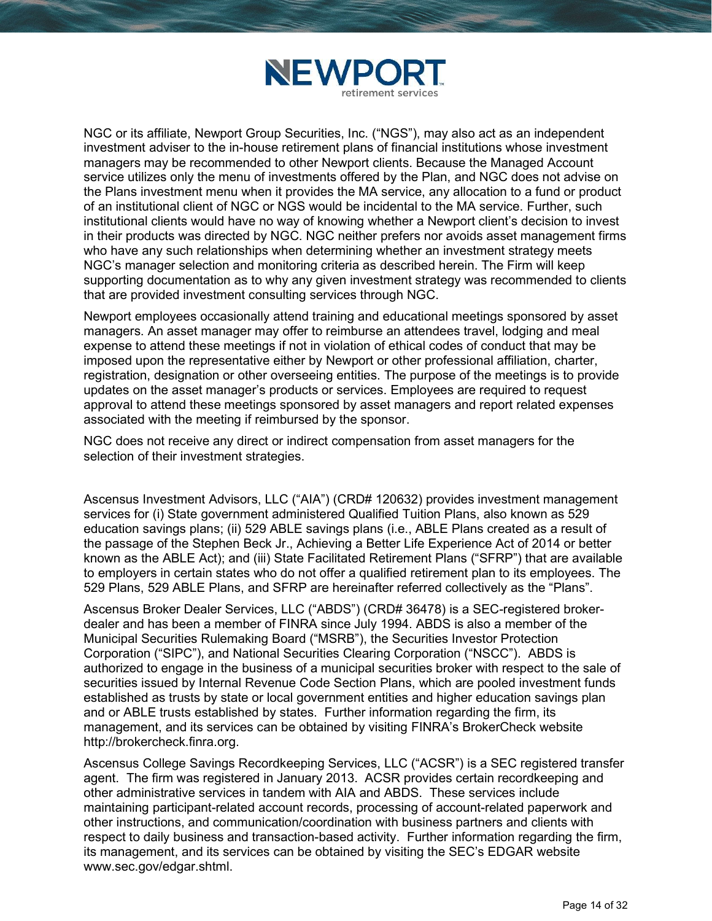NGC or its affiliate, Newport Group Securities, Inc. ("NGS"), may also act as an independent investment adviser to the in-house retirement plans of financial institutions whose investment managers may be recommended to other Newport clients. Because the Managed Account service utilizes only the menu of investments offered by the Plan, and NGC does not advise on the Plans investment menu when it provides the MA service, any allocation to a fund or product of an institutional client of NGC or NGS would be incidental to the MA service. Further, such institutional clients would have no way of knowing whether a Newport client's decision to invest in their products was directed by NGC. NGC neither prefers nor avoids asset management firms who have any such relationships when determining whether an investment strategy meets NGC's manager selection and monitoring criteria as described herein. The Firm will keep supporting documentation as to why any given investment strategy was recommended to clients that are provided investment consulting services through NGC.

Newport employees occasionally attend training and educational meetings sponsored by asset managers. An asset manager may offer to reimburse an attendees travel, lodging and meal expense to attend these meetings if not in violation of ethical codes of conduct that may be imposed upon the representative either by Newport or other professional affiliation, charter, registration, designation or other overseeing entities. The purpose of the meetings is to provide updates on the asset manager's products or services. Employees are required to request approval to attend these meetings sponsored by asset managers and report related expenses associated with the meeting if reimbursed by the sponsor.

NGC does not receive any direct or indirect compensation from asset managers for the selection of their investment strategies.

Ascensus Investment Advisors, LLC ("AIA") (CRD# 120632) provides investment management services for (i) State government administered Qualified Tuition Plans, also known as 529 education savings plans; (ii) 529 ABLE savings plans (i.e., ABLE Plans created as a result of the passage of the Stephen Beck Jr., Achieving a Better Life Experience Act of 2014 or better known as the ABLE Act); and (iii) State Facilitated Retirement Plans ("SFRP") that are available to employers in certain states who do not offer a qualified retirement plan to its employees. The 529 Plans, 529 ABLE Plans, and SFRP are hereinafter referred collectively as the "Plans".

Ascensus Broker Dealer Services, LLC ("ABDS") (CRD# 36478) is a SEC-registered broker-dealer and has been a member of FINRA since July 1994. ABDS is also a member of the Municipal Securities Rulemaking Board ("MSRB"), the Securities Investor Protection Corporation ("SIPC"), and National Securities Clearing Corporation ("NSCC"). ABDS is authorized to engage in the business of a municipal securities broker with respect to the sale of securities issued by Internal Revenue Code Section Plans, which are pooled investment funds established as trusts by state or local government entities and higher education savings plan and or ABLE trusts established by states. Further information regarding the firm, its management, and its services can be obtained by visiting FINRA's BrokerCheck website http://brokercheck.finra.org.

Ascensus College Savings Recordkeeping Services, LLC ("ACSR") is a SEC registered transfer agent. The firm was registered in January 2013. ACSR provides certain recordkeeping and other administrative services in tandem with AIA and ABDS. These services include maintaining participant-related account records, processing of account-related paperwork and other instructions, and communication/coordination with business partners and clients with respect to daily business and transaction-based activity. Further information regarding the firm, its management, and its services can be obtained by visiting the SEC's EDGAR website www.sec.gov/edgar.shtml.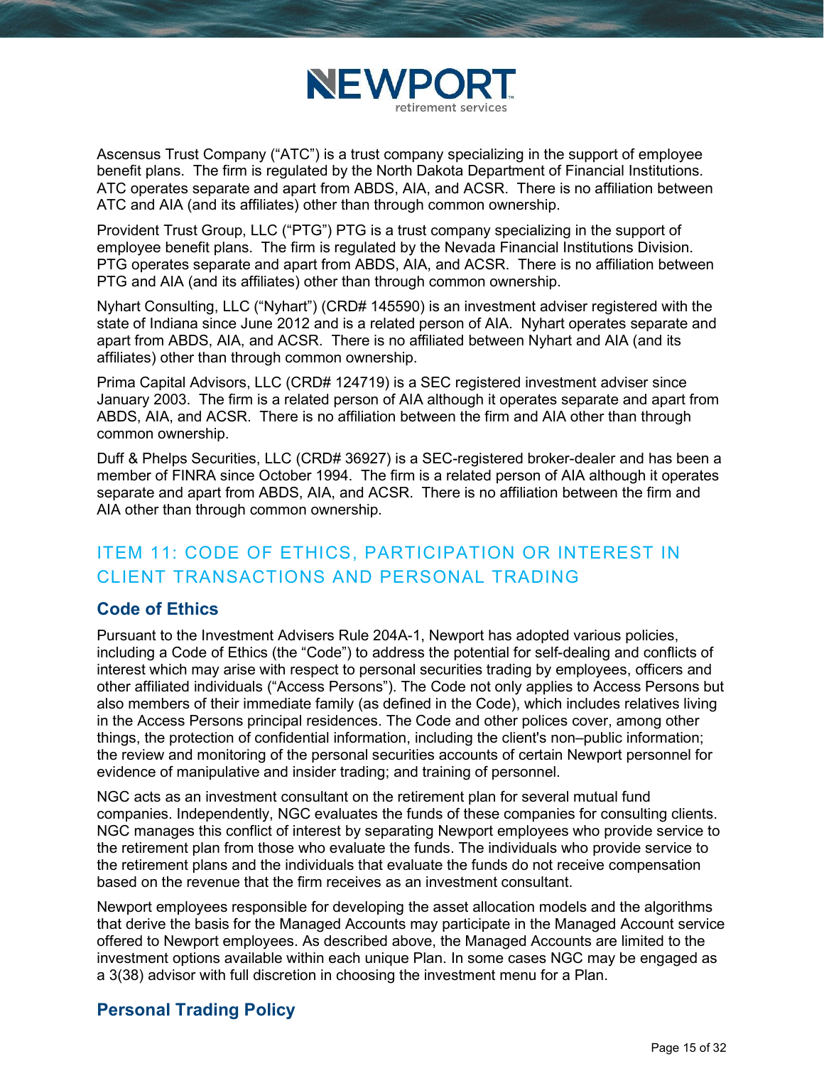Ascensus Trust Company ("ATC") is a trust company specializing in the support of employee benefit plans. The firm is regulated by the North Dakota Department of Financial Institutions. ATC operates separate and apart from ABDS, AIA, and ACSR. There is no affiliation between ATC and AIA (and its affiliates) other than through common ownership.

Provident Trust Group, LLC ("PTG") PTG is a trust company specializing in the support of employee benefit plans. The firm is regulated by the Nevada Financial Institutions Division. PTG operates separate and apart from ABDS, AIA, and ACSR. There is no affiliation between PTG and AIA (and its affiliates) other than through common ownership.

Nyhart Consulting, LLC ("Nyhart") (CRD# 145590) is an investment adviser registered with the state of Indiana since June 2012 and is a related person of AIA. Nyhart operates separate and apart from ABDS, AIA, and ACSR. There is no affiliated between Nyhart and AIA (and its affiliates) other than through common ownership.

Prima Capital Advisors, LLC (CRD# 124719) is a SEC registered investment adviser since January 2003. The firm is a related person of AIA although it operates separate and apart from ABDS, AIA, and ACSR. There is no affiliation between the firm and AIA other than through common ownership.

Duff & Phelps Securities, LLC (CRD# 36927) is a SEC-registered broker-dealer and has been a member of FINRA since October 1994. The firm is a related person of AIA although it operates separate and apart from ABDS, AIA, and ACSR. There is no affiliation between the firm and AIA other than through common ownership.

## ITEM 11: CODE OF ETHICS, PARTICIPATION OR INTEREST IN CLIENT TRANSACTIONS AND PERSONAL TRADING

### Code of Ethics

Pursuant to the Investment Advisers Rule 204A-1, Newport has adopted various policies, including a Code of Ethics (the "Code") to address the potential for self-dealing and conflicts of interest which may arise with respect to personal securities trading by employees, officers and other affiliated individuals ("Access Persons"). The Code not only applies to Access Persons but also members of their immediate family (as defined in the Code), which includes relatives living in the Access Persons principal residences. The Code and other polices cover, among other things, the protection of confidential information, including the client's non–public information; the review and monitoring of the personal securities accounts of certain Newport personnel for evidence of manipulative and insider trading; and training of personnel.

NGC acts as an investment consultant on the retirement plan for several mutual fund companies. Independently, NGC evaluates the funds of these companies for consulting clients. NGC manages this conflict of interest by separating Newport employees who provide service to the retirement plan from those who evaluate the funds. The individuals who provide service to the retirement plans and the individuals that evaluate the funds do not receive compensation based on the revenue that the firm receives as an investment consultant.

Newport employees responsible for developing the asset allocation models and the algorithms that derive the basis for the Managed Accounts may participate in the Managed Account service offered to Newport employees. As described above, the Managed Accounts are limited to the investment options available within each unique Plan. In some cases NGC may be engaged as a 3(38) advisor with full discretion in choosing the investment menu for a Plan.

### Personal Trading Policy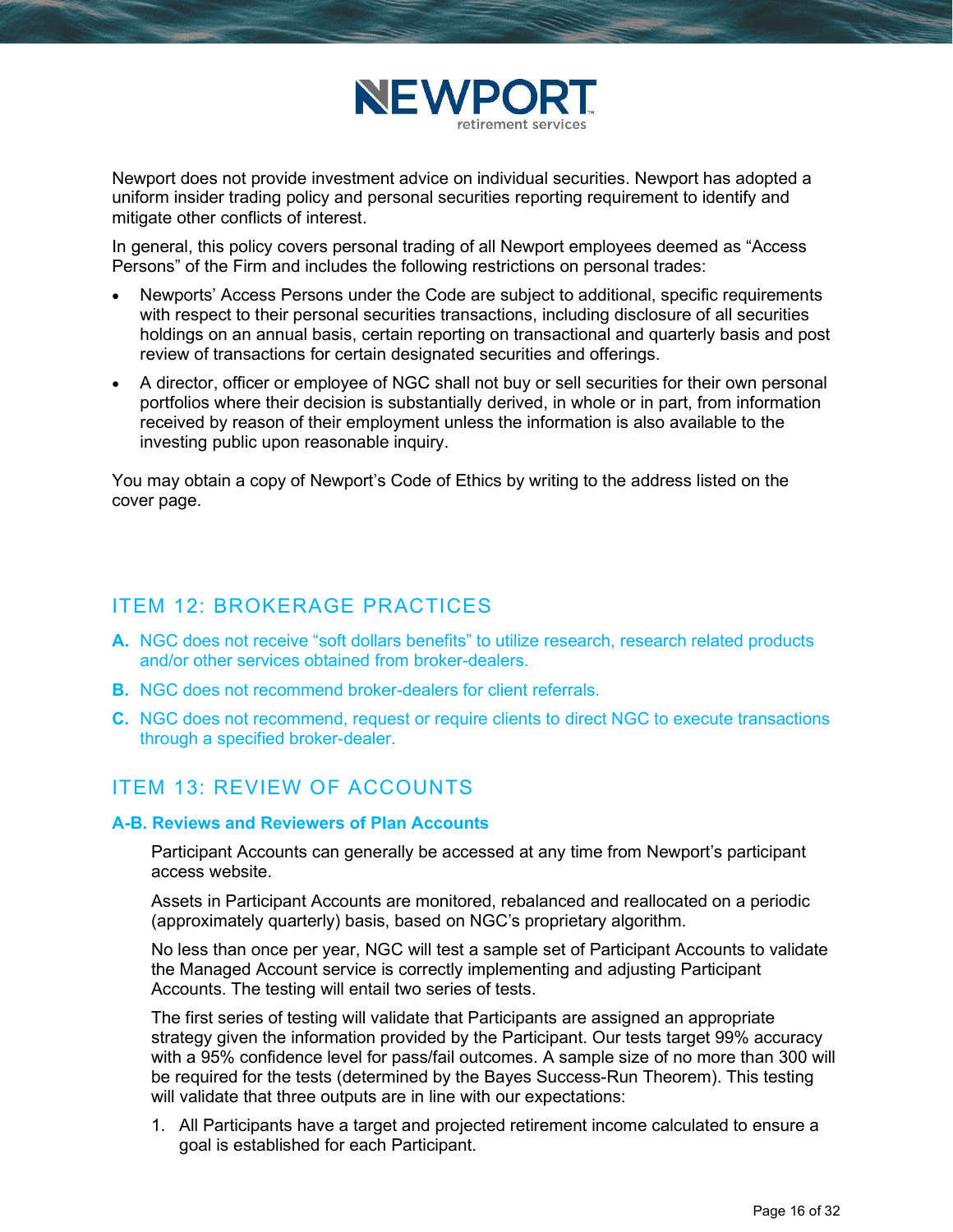Newport does not provide investment advice on individual securities. Newport has adopted a uniform insider trading policy and personal securities reporting requirement to identify and mitigate other conflicts of interest.

In general, this policy covers personal trading of all Newport employees deemed as "Access Persons" of the Firm and includes the following restrictions on personal trades:

- Newports' Access Persons under the Code are subject to additional, specific requirements with respect to their personal securities transactions, including disclosure of all securities holdings on an annual basis, certain reporting on transactional and quarterly basis and post review of transactions for certain designated securities and offerings.
- A director, officer or employee of NGC shall not buy or sell securities for their own personal portfolios where their decision is substantially derived, in whole or in part, from information received by reason of their employment unless the information is also available to the investing public upon reasonable inquiry.

You may obtain a copy of Newport's Code of Ethics by writing to the address listed on the cover page.

## ITEM 12: BROKERAGE PRACTICES

**A.** NGC does not receive "soft dollars benefits" to utilize research, research related products and/or other services obtained from broker-dealers.

**B.** NGC does not recommend broker-dealers for client referrals.

**C.** NGC does not recommend, request or require clients to direct NGC to execute transactions through a specified broker-dealer.

## ITEM 13: REVIEW OF ACCOUNTS

### A-B. Reviews and Reviewers of Plan Accounts

Participant Accounts can generally be accessed at any time from Newport's participant access website.

Assets in Participant Accounts are monitored, rebalanced and reallocated on a periodic (approximately quarterly) basis, based on NGC's proprietary algorithm.

No less than once per year, NGC will test a sample set of Participant Accounts to validate the Managed Account service is correctly implementing and adjusting Participant Accounts. The testing will entail two series of tests.

The first series of testing will validate that Participants are assigned an appropriate strategy given the information provided by the Participant. Our tests target 99% accuracy with a 95% confidence level for pass/fail outcomes. A sample size of no more than 300 will be required for the tests (determined by the Bayes Success-Run Theorem). This testing will validate that three outputs are in line with our expectations:

1. All Participants have a target and projected retirement income calculated to ensure a goal is established for each Participant.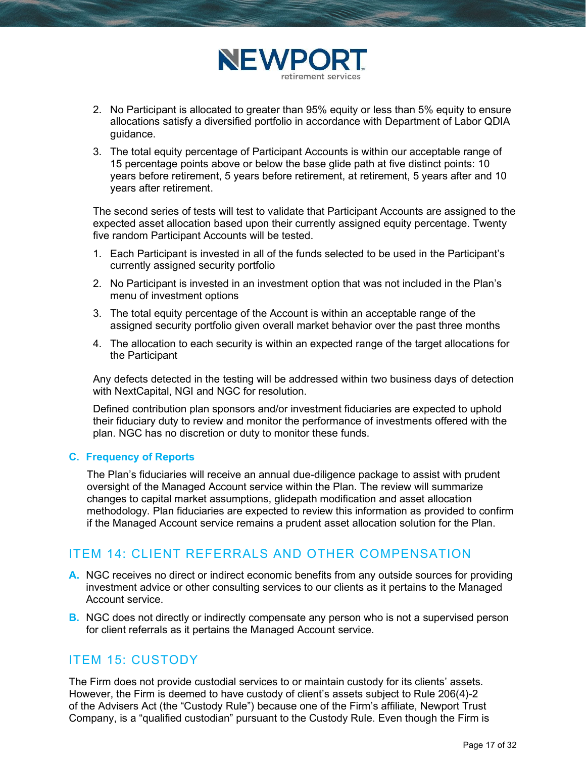2. No Participant is allocated to greater than 95% equity or less than 5% equity to ensure allocations satisfy a diversified portfolio in accordance with Department of Labor QDIA guidance.
3. The total equity percentage of Participant Accounts is within our acceptable range of 15 percentage points above or below the base glide path at five distinct points: 10 years before retirement, 5 years before retirement, at retirement, 5 years after and 10 years after retirement.

The second series of tests will test to validate that Participant Accounts are assigned to the expected asset allocation based upon their currently assigned equity percentage. Twenty five random Participant Accounts will be tested.

1. Each Participant is invested in all of the funds selected to be used in the Participant's currently assigned security portfolio
2. No Participant is invested in an investment option that was not included in the Plan's menu of investment options
3. The total equity percentage of the Account is within an acceptable range of the assigned security portfolio given overall market behavior over the past three months
4. The allocation to each security is within an expected range of the target allocations for the Participant

Any defects detected in the testing will be addressed within two business days of detection with NextCapital, NGI and NGC for resolution.

Defined contribution plan sponsors and/or investment fiduciaries are expected to uphold their fiduciary duty to review and monitor the performance of investments offered with the plan. NGC has no discretion or duty to monitor these funds.

### C. Frequency of Reports

The Plan's fiduciaries will receive an annual due-diligence package to assist with prudent oversight of the Managed Account service within the Plan. The review will summarize changes to capital market assumptions, glidepath modification and asset allocation methodology. Plan fiduciaries are expected to review this information as provided to confirm if the Managed Account service remains a prudent asset allocation solution for the Plan.

## ITEM 14: CLIENT REFERRALS AND OTHER COMPENSATION

**A.** NGC receives no direct or indirect economic benefits from any outside sources for providing investment advice or other consulting services to our clients as it pertains to the Managed Account service.

**B.** NGC does not directly or indirectly compensate any person who is not a supervised person for client referrals as it pertains the Managed Account service.

## ITEM 15: CUSTODY

The Firm does not provide custodial services to or maintain custody for its clients' assets. However, the Firm is deemed to have custody of client's assets subject to Rule 206(4)-2 of the Advisers Act (the "Custody Rule") because one of the Firm's affiliate, Newport Trust Company, is a "qualified custodian" pursuant to the Custody Rule. Even though the Firm is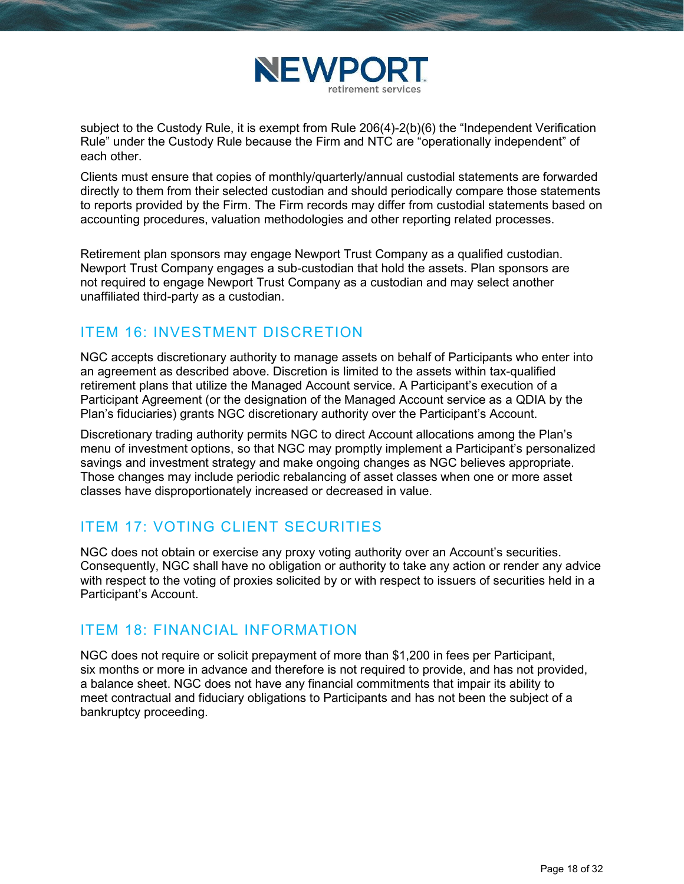subject to the Custody Rule, it is exempt from Rule 206(4)-2(b)(6) the "Independent Verification Rule" under the Custody Rule because the Firm and NTC are "operationally independent" of each other.

Clients must ensure that copies of monthly/quarterly/annual custodial statements are forwarded directly to them from their selected custodian and should periodically compare those statements to reports provided by the Firm. The Firm records may differ from custodial statements based on accounting procedures, valuation methodologies and other reporting related processes.

Retirement plan sponsors may engage Newport Trust Company as a qualified custodian. Newport Trust Company engages a sub-custodian that hold the assets. Plan sponsors are not required to engage Newport Trust Company as a custodian and may select another unaffiliated third-party as a custodian.

## ITEM 16: INVESTMENT DISCRETION

NGC accepts discretionary authority to manage assets on behalf of Participants who enter into an agreement as described above. Discretion is limited to the assets within tax-qualified retirement plans that utilize the Managed Account service. A Participant's execution of a Participant Agreement (or the designation of the Managed Account service as a QDIA by the Plan's fiduciaries) grants NGC discretionary authority over the Participant's Account.

Discretionary trading authority permits NGC to direct Account allocations among the Plan's menu of investment options, so that NGC may promptly implement a Participant's personalized savings and investment strategy and make ongoing changes as NGC believes appropriate. Those changes may include periodic rebalancing of asset classes when one or more asset classes have disproportionately increased or decreased in value.

## ITEM 17: VOTING CLIENT SECURITIES

NGC does not obtain or exercise any proxy voting authority over an Account's securities. Consequently, NGC shall have no obligation or authority to take any action or render any advice with respect to the voting of proxies solicited by or with respect to issuers of securities held in a Participant's Account.

## ITEM 18: FINANCIAL INFORMATION

NGC does not require or solicit prepayment of more than $1,200 in fees per Participant, six months or more in advance and therefore is not required to provide, and has not provided, a balance sheet. NGC does not have any financial commitments that impair its ability to meet contractual and fiduciary obligations to Participants and has not been the subject of a bankruptcy proceeding.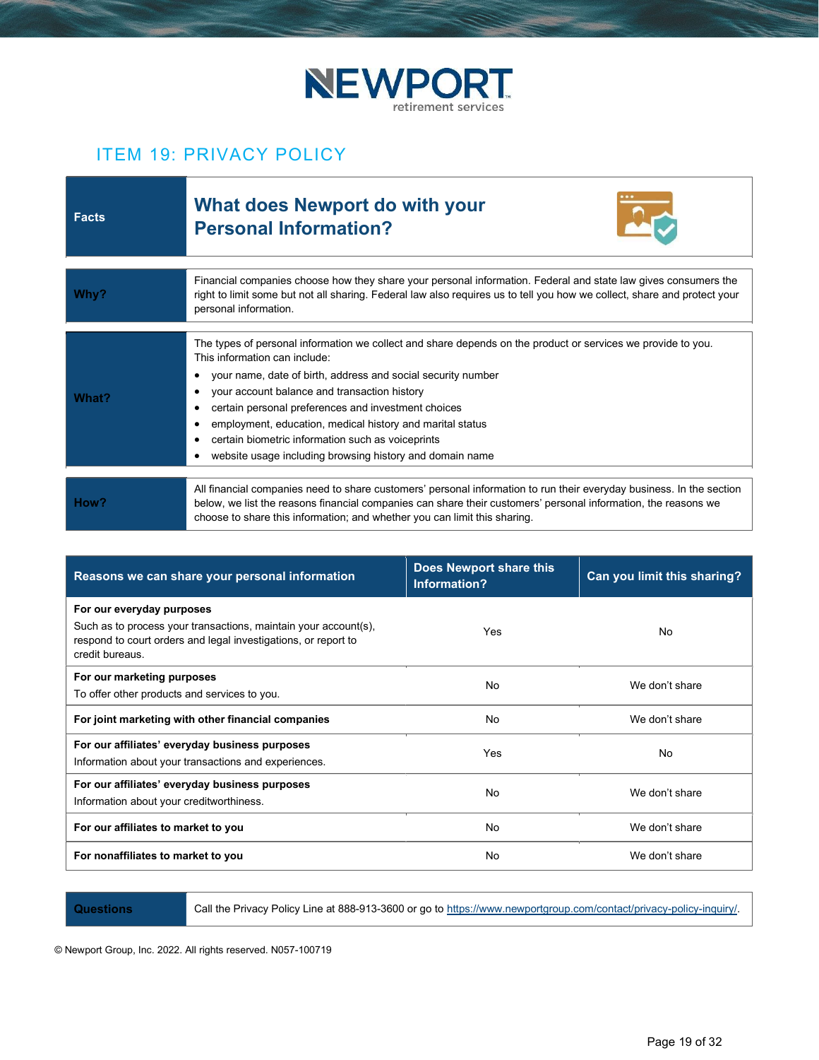NEWPORT
retirement services

# ITEM 19: PRIVACY POLICY

| Facts | **What does Newport do with your Personal Information?** |
|---|---|
| **Why?** | Financial companies choose how they share your personal information. Federal and state law gives consumers the right to limit some but not all sharing. Federal law also requires us to tell you how we collect, share and protect your personal information. |
| **What?** | The types of personal information we collect and share depends on the product or services we provide to you. This information can include:<br>• your name, date of birth, address and social security number<br>• your account balance and transaction history<br>• certain personal preferences and investment choices<br>• employment, education, medical history and marital status<br>• certain biometric information such as voiceprints<br>• website usage including browsing history and domain name |
| **How?** | All financial companies need to share customers' personal information to run their everyday business. In the section below, we list the reasons financial companies can share their customers' personal information, the reasons we choose to share this information; and whether you can limit this sharing. |

| Reasons we can share your personal information | Does Newport share this Information? | Can you limit this sharing? |
|---|---|---|
| **For our everyday purposes**<br>Such as to process your transactions, maintain your account(s), respond to court orders and legal investigations, or report to credit bureaus. | Yes | No |
| **For our marketing purposes**<br>To offer other products and services to you. | No | We don't share |
| **For joint marketing with other financial companies** | No | We don't share |
| **For our affiliates' everyday business purposes**<br>Information about your transactions and experiences. | Yes | No |
| **For our affiliates' everyday business purposes**<br>Information about your creditworthiness. | No | We don't share |
| **For our affiliates to market to you** | No | We don't share |
| **For nonaffiliates to market to you** | No | We don't share |

| **Questions** | Call the Privacy Policy Line at 888-913-3600 or go to https://www.newportgroup.com/contact/privacy-policy-inquiry/. |
|---|---|

© Newport Group, Inc. 2022. All rights reserved. N057-100719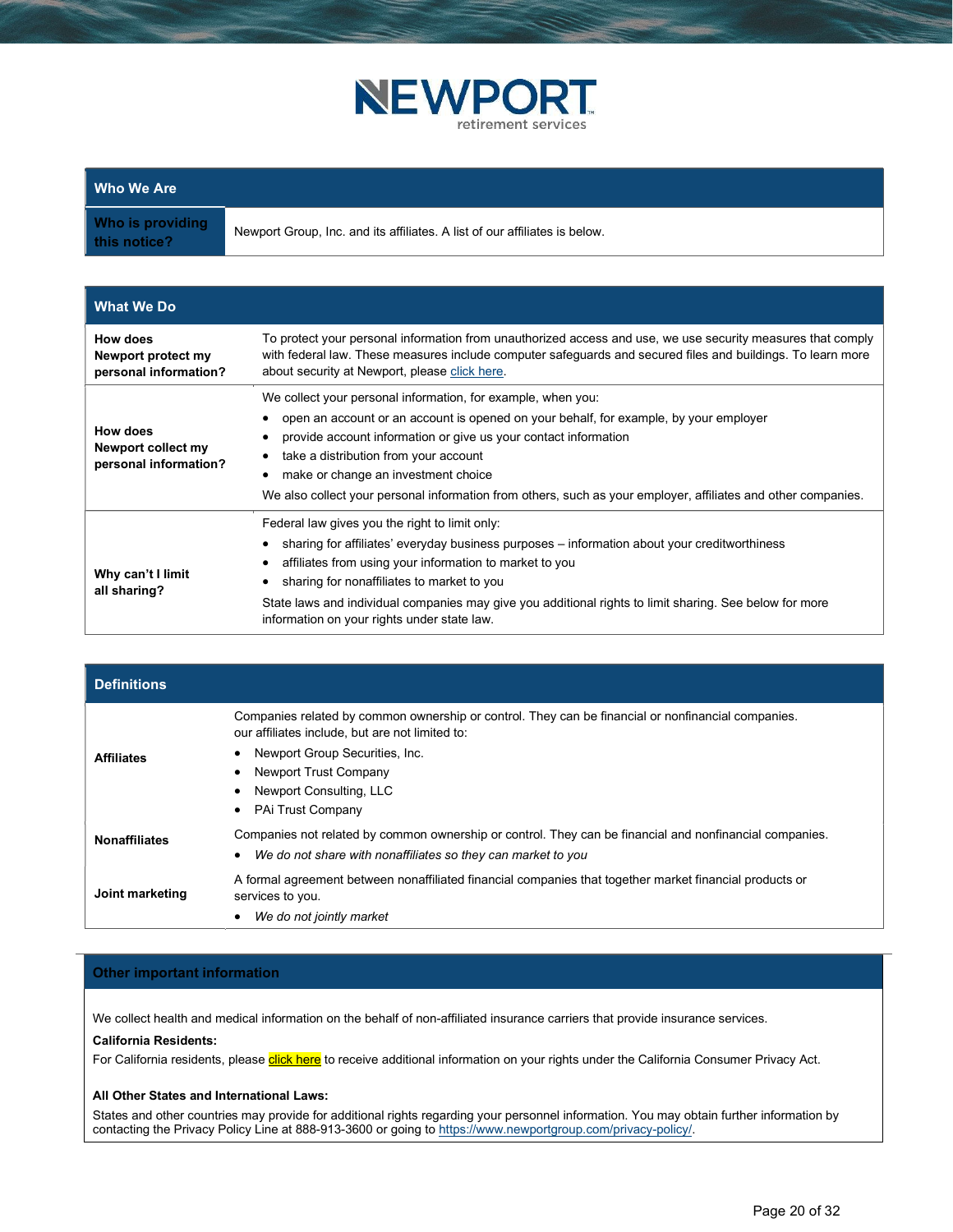NEWPORT retirement services

| Who We Are | |
|---|---|
| **Who is providing this notice?** | Newport Group, Inc. and its affiliates. A list of our affiliates is below. |

| What We Do | |
|---|---|
| **How does Newport protect my personal information?** | To protect your personal information from unauthorized access and use, we use security measures that comply with federal law. These measures include computer safeguards and secured files and buildings. To learn more about security at Newport, please click here. |
| **How does Newport collect my personal information?** | We collect your personal information, for example, when you: <br>• open an account or an account is opened on your behalf, for example, by your employer <br>• provide account information or give us your contact information <br>• take a distribution from your account <br>• make or change an investment choice <br>We also collect your personal information from others, such as your employer, affiliates and other companies. |
| **Why can't I limit all sharing?** | Federal law gives you the right to limit only: <br>• sharing for affiliates' everyday business purposes – information about your creditworthiness <br>• affiliates from using your information to market to you <br>• sharing for nonaffiliates to market to you <br>State laws and individual companies may give you additional rights to limit sharing. See below for more information on your rights under state law. |

| Definitions | |
|---|---|
| **Affiliates** | Companies related by common ownership or control. They can be financial or nonfinancial companies. our affiliates include, but are not limited to: <br>• Newport Group Securities, Inc. <br>• Newport Trust Company <br>• Newport Consulting, LLC <br>• PAi Trust Company |
| **Nonaffiliates** | Companies not related by common ownership or control. They can be financial and nonfinancial companies. <br>• *We do not share with nonaffiliates so they can market to you* |
| **Joint marketing** | A formal agreement between nonaffiliated financial companies that together market financial products or services to you. <br>• *We do not jointly market* |

## Other important information

We collect health and medical information on the behalf of non-affiliated insurance carriers that provide insurance services.

**California Residents:**

For California residents, please click here to receive additional information on your rights under the California Consumer Privacy Act.

**All Other States and International Laws:**

States and other countries may provide for additional rights regarding your personnel information. You may obtain further information by contacting the Privacy Policy Line at 888-913-3600 or going to https://www.newportgroup.com/privacy-policy/.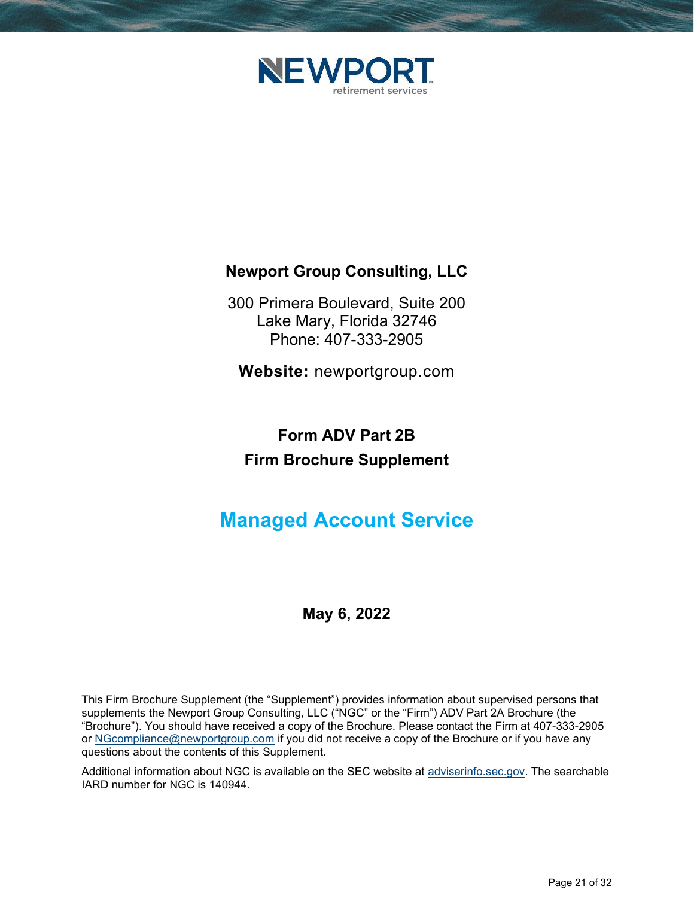NEWPORT
retirement services

**Newport Group Consulting, LLC**

300 Primera Boulevard, Suite 200
Lake Mary, Florida 32746
Phone: 407-333-2905

**Website:** newportgroup.com

# Form ADV Part 2B
# Firm Brochure Supplement

## Managed Account Service

**May 6, 2022**

This Firm Brochure Supplement (the "Supplement") provides information about supervised persons that supplements the Newport Group Consulting, LLC ("NGC" or the "Firm") ADV Part 2A Brochure (the "Brochure"). You should have received a copy of the Brochure. Please contact the Firm at 407-333-2905 or NGcompliance@newportgroup.com if you did not receive a copy of the Brochure or if you have any questions about the contents of this Supplement.

Additional information about NGC is available on the SEC website at adviserinfo.sec.gov. The searchable IARD number for NGC is 140944.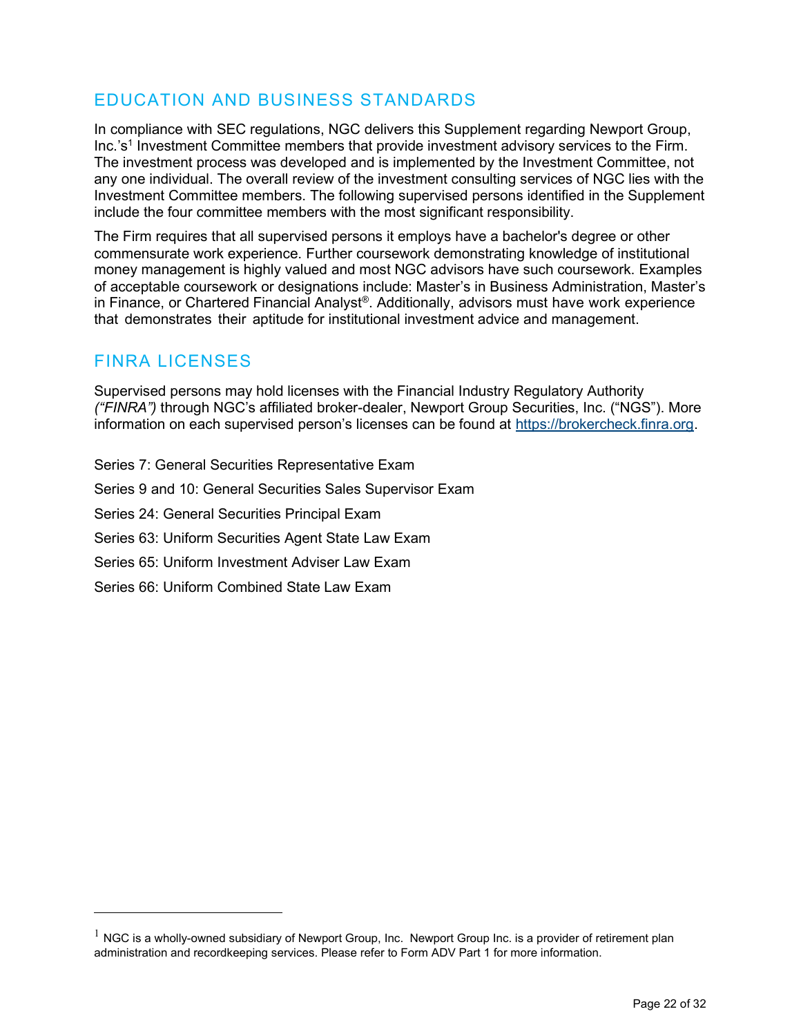## EDUCATION AND BUSINESS STANDARDS

In compliance with SEC regulations, NGC delivers this Supplement regarding Newport Group, Inc.'s[1] Investment Committee members that provide investment advisory services to the Firm. The investment process was developed and is implemented by the Investment Committee, not any one individual. The overall review of the investment consulting services of NGC lies with the Investment Committee members. The following supervised persons identified in the Supplement include the four committee members with the most significant responsibility.

The Firm requires that all supervised persons it employs have a bachelor's degree or other commensurate work experience. Further coursework demonstrating knowledge of institutional money management is highly valued and most NGC advisors have such coursework. Examples of acceptable coursework or designations include: Master's in Business Administration, Master's in Finance, or Chartered Financial Analyst®. Additionally, advisors must have work experience that demonstrates their aptitude for institutional investment advice and management.

## FINRA LICENSES

Supervised persons may hold licenses with the Financial Industry Regulatory Authority *("FINRA")* through NGC's affiliated broker-dealer, Newport Group Securities, Inc. ("NGS"). More information on each supervised person's licenses can be found at https://brokercheck.finra.org.

Series 7: General Securities Representative Exam

Series 9 and 10: General Securities Sales Supervisor Exam

Series 24: General Securities Principal Exam

Series 63: Uniform Securities Agent State Law Exam

Series 65: Uniform Investment Adviser Law Exam

Series 66: Uniform Combined State Law Exam

---

[1] NGC is a wholly-owned subsidiary of Newport Group, Inc. Newport Group Inc. is a provider of retirement plan administration and recordkeeping services. Please refer to Form ADV Part 1 for more information.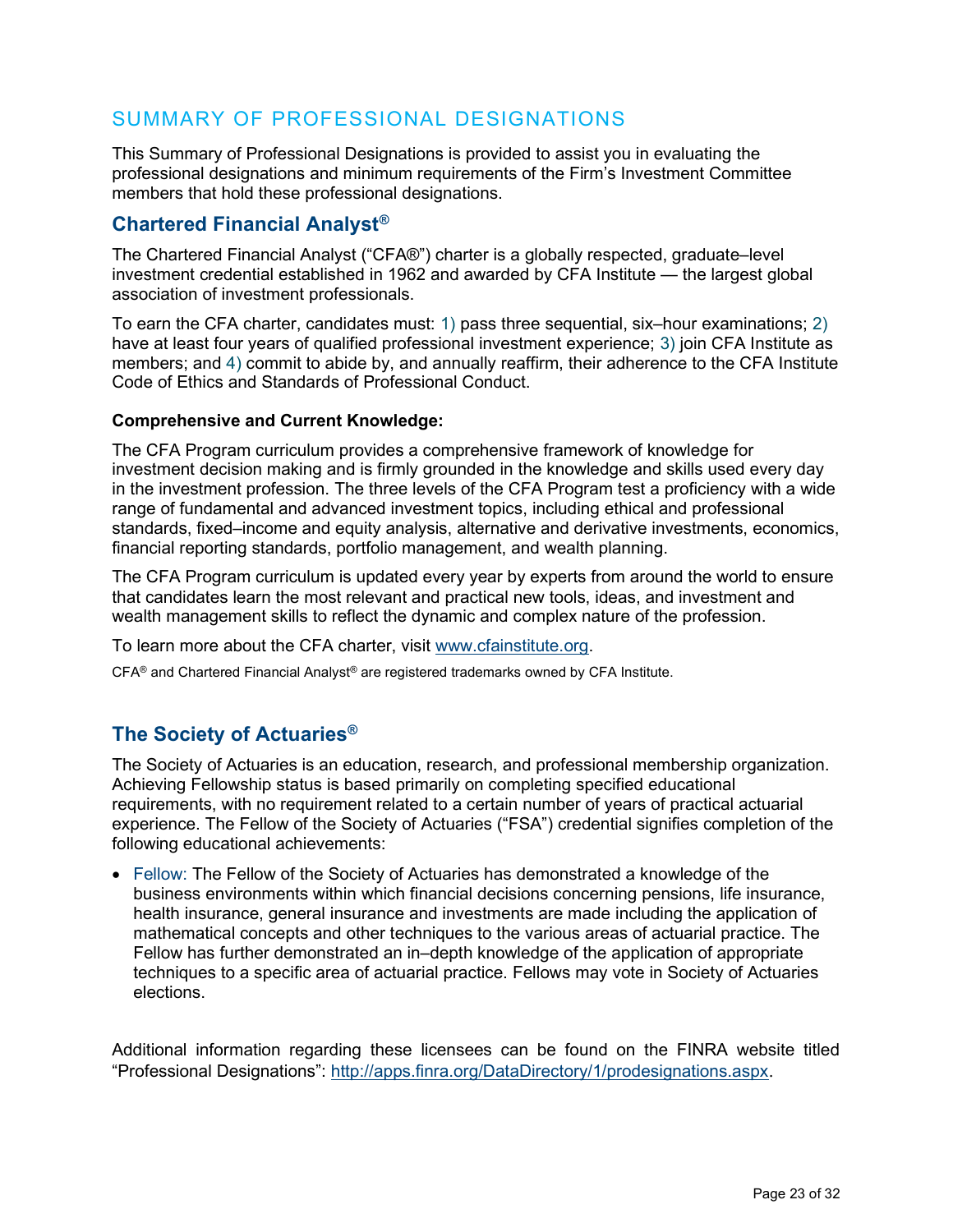# SUMMARY OF PROFESSIONAL DESIGNATIONS

This Summary of Professional Designations is provided to assist you in evaluating the professional designations and minimum requirements of the Firm's Investment Committee members that hold these professional designations.

## Chartered Financial Analyst®

The Chartered Financial Analyst ("CFA®") charter is a globally respected, graduate–level investment credential established in 1962 and awarded by CFA Institute — the largest global association of investment professionals.

To earn the CFA charter, candidates must: 1) pass three sequential, six–hour examinations; 2) have at least four years of qualified professional investment experience; 3) join CFA Institute as members; and 4) commit to abide by, and annually reaffirm, their adherence to the CFA Institute Code of Ethics and Standards of Professional Conduct.

**Comprehensive and Current Knowledge:**

The CFA Program curriculum provides a comprehensive framework of knowledge for investment decision making and is firmly grounded in the knowledge and skills used every day in the investment profession. The three levels of the CFA Program test a proficiency with a wide range of fundamental and advanced investment topics, including ethical and professional standards, fixed–income and equity analysis, alternative and derivative investments, economics, financial reporting standards, portfolio management, and wealth planning.

The CFA Program curriculum is updated every year by experts from around the world to ensure that candidates learn the most relevant and practical new tools, ideas, and investment and wealth management skills to reflect the dynamic and complex nature of the profession.

To learn more about the CFA charter, visit www.cfainstitute.org.

CFA® and Chartered Financial Analyst® are registered trademarks owned by CFA Institute.

## The Society of Actuaries®

The Society of Actuaries is an education, research, and professional membership organization. Achieving Fellowship status is based primarily on completing specified educational requirements, with no requirement related to a certain number of years of practical actuarial experience. The Fellow of the Society of Actuaries ("FSA") credential signifies completion of the following educational achievements:

- Fellow: The Fellow of the Society of Actuaries has demonstrated a knowledge of the business environments within which financial decisions concerning pensions, life insurance, health insurance, general insurance and investments are made including the application of mathematical concepts and other techniques to the various areas of actuarial practice. The Fellow has further demonstrated an in–depth knowledge of the application of appropriate techniques to a specific area of actuarial practice. Fellows may vote in Society of Actuaries elections.

Additional information regarding these licensees can be found on the FINRA website titled "Professional Designations": http://apps.finra.org/DataDirectory/1/prodesignations.aspx.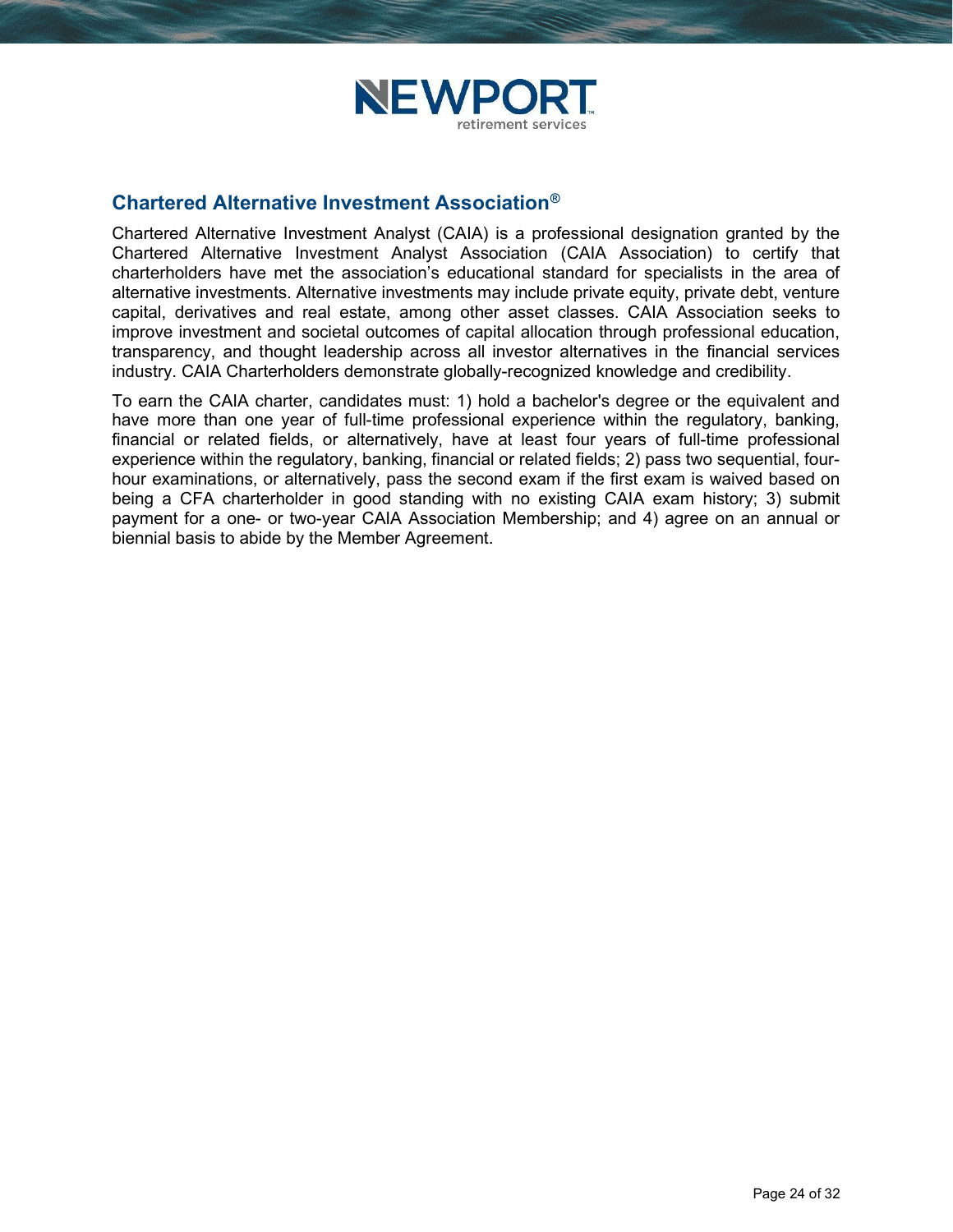## Chartered Alternative Investment Association®

Chartered Alternative Investment Analyst (CAIA) is a professional designation granted by the Chartered Alternative Investment Analyst Association (CAIA Association) to certify that charterholders have met the association's educational standard for specialists in the area of alternative investments. Alternative investments may include private equity, private debt, venture capital, derivatives and real estate, among other asset classes. CAIA Association seeks to improve investment and societal outcomes of capital allocation through professional education, transparency, and thought leadership across all investor alternatives in the financial services industry. CAIA Charterholders demonstrate globally-recognized knowledge and credibility.

To earn the CAIA charter, candidates must: 1) hold a bachelor's degree or the equivalent and have more than one year of full-time professional experience within the regulatory, banking, financial or related fields, or alternatively, have at least four years of full-time professional experience within the regulatory, banking, financial or related fields; 2) pass two sequential, four-hour examinations, or alternatively, pass the second exam if the first exam is waived based on being a CFA charterholder in good standing with no existing CAIA exam history; 3) submit payment for a one- or two-year CAIA Association Membership; and 4) agree on an annual or biennial basis to abide by the Member Agreement.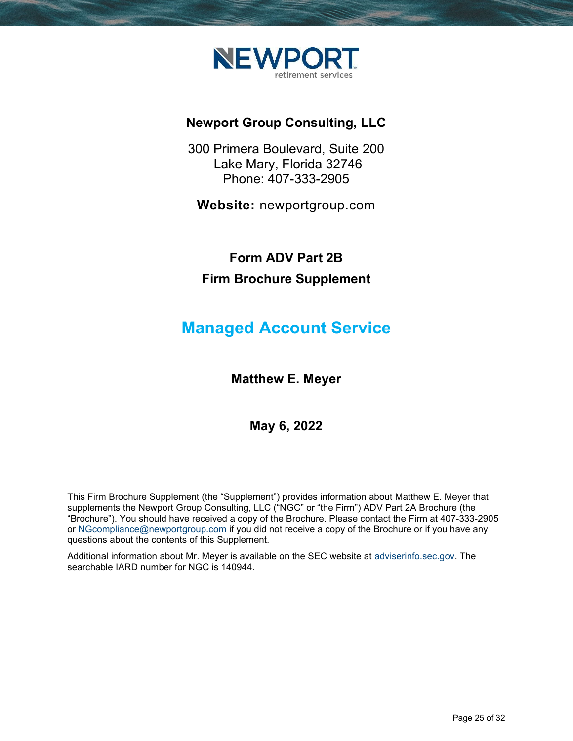NEWPORT
retirement services

# Newport Group Consulting, LLC

300 Primera Boulevard, Suite 200
Lake Mary, Florida 32746
Phone: 407-333-2905

**Website:** newportgroup.com

## Form ADV Part 2B
## Firm Brochure Supplement

# Managed Account Service

## Matthew E. Meyer

## May 6, 2022

This Firm Brochure Supplement (the "Supplement") provides information about Matthew E. Meyer that supplements the Newport Group Consulting, LLC ("NGC" or "the Firm") ADV Part 2A Brochure (the "Brochure"). You should have received a copy of the Brochure. Please contact the Firm at 407-333-2905 or NGcompliance@newportgroup.com if you did not receive a copy of the Brochure or if you have any questions about the contents of this Supplement.

Additional information about Mr. Meyer is available on the SEC website at adviserinfo.sec.gov. The searchable IARD number for NGC is 140944.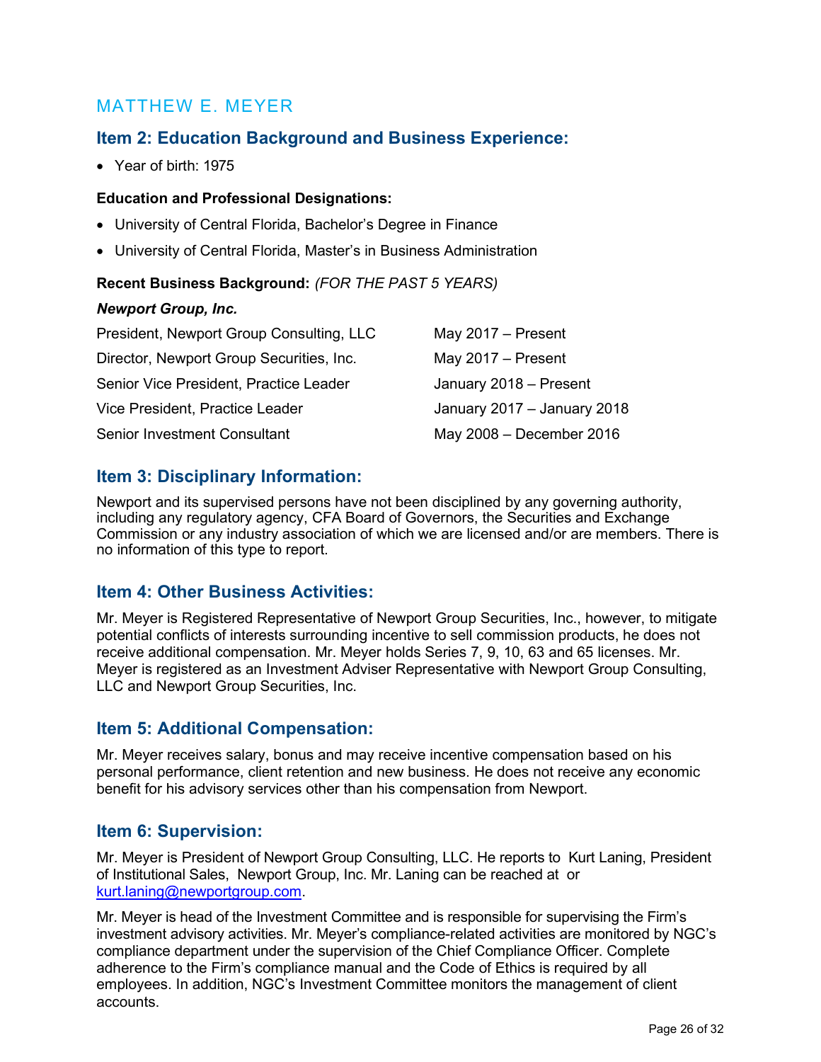## MATTHEW E. MEYER

### Item 2: Education Background and Business Experience:

- Year of birth: 1975

**Education and Professional Designations:**

- University of Central Florida, Bachelor's Degree in Finance
- University of Central Florida, Master's in Business Administration

**Recent Business Background:** *(FOR THE PAST 5 YEARS)*

***Newport Group, Inc.***

| | |
|---|---|
| President, Newport Group Consulting, LLC | May 2017 – Present |
| Director, Newport Group Securities, Inc. | May 2017 – Present |
| Senior Vice President, Practice Leader | January 2018 – Present |
| Vice President, Practice Leader | January 2017 – January 2018 |
| Senior Investment Consultant | May 2008 – December 2016 |

### Item 3: Disciplinary Information:

Newport and its supervised persons have not been disciplined by any governing authority, including any regulatory agency, CFA Board of Governors, the Securities and Exchange Commission or any industry association of which we are licensed and/or are members. There is no information of this type to report.

### Item 4: Other Business Activities:

Mr. Meyer is Registered Representative of Newport Group Securities, Inc., however, to mitigate potential conflicts of interests surrounding incentive to sell commission products, he does not receive additional compensation. Mr. Meyer holds Series 7, 9, 10, 63 and 65 licenses. Mr. Meyer is registered as an Investment Adviser Representative with Newport Group Consulting, LLC and Newport Group Securities, Inc.

### Item 5: Additional Compensation:

Mr. Meyer receives salary, bonus and may receive incentive compensation based on his personal performance, client retention and new business. He does not receive any economic benefit for his advisory services other than his compensation from Newport.

### Item 6: Supervision:

Mr. Meyer is President of Newport Group Consulting, LLC. He reports to Kurt Laning, President of Institutional Sales, Newport Group, Inc. Mr. Laning can be reached at or kurt.laning@newportgroup.com.

Mr. Meyer is head of the Investment Committee and is responsible for supervising the Firm's investment advisory activities. Mr. Meyer's compliance-related activities are monitored by NGC's compliance department under the supervision of the Chief Compliance Officer. Complete adherence to the Firm's compliance manual and the Code of Ethics is required by all employees. In addition, NGC's Investment Committee monitors the management of client accounts.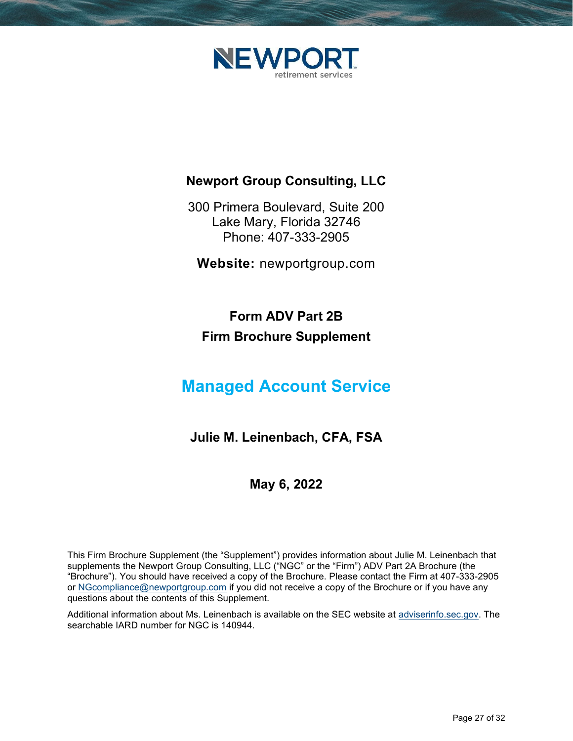NEWPORT
retirement services

**Newport Group Consulting, LLC**

300 Primera Boulevard, Suite 200
Lake Mary, Florida 32746
Phone: 407-333-2905

**Website:** newportgroup.com

## Form ADV Part 2B
## Firm Brochure Supplement

# Managed Account Service

**Julie M. Leinenbach, CFA, FSA**

**May 6, 2022**

This Firm Brochure Supplement (the "Supplement") provides information about Julie M. Leinenbach that supplements the Newport Group Consulting, LLC ("NGC" or the "Firm") ADV Part 2A Brochure (the "Brochure"). You should have received a copy of the Brochure. Please contact the Firm at 407-333-2905 or NGcompliance@newportgroup.com if you did not receive a copy of the Brochure or if you have any questions about the contents of this Supplement.

Additional information about Ms. Leinenbach is available on the SEC website at adviserinfo.sec.gov. The searchable IARD number for NGC is 140944.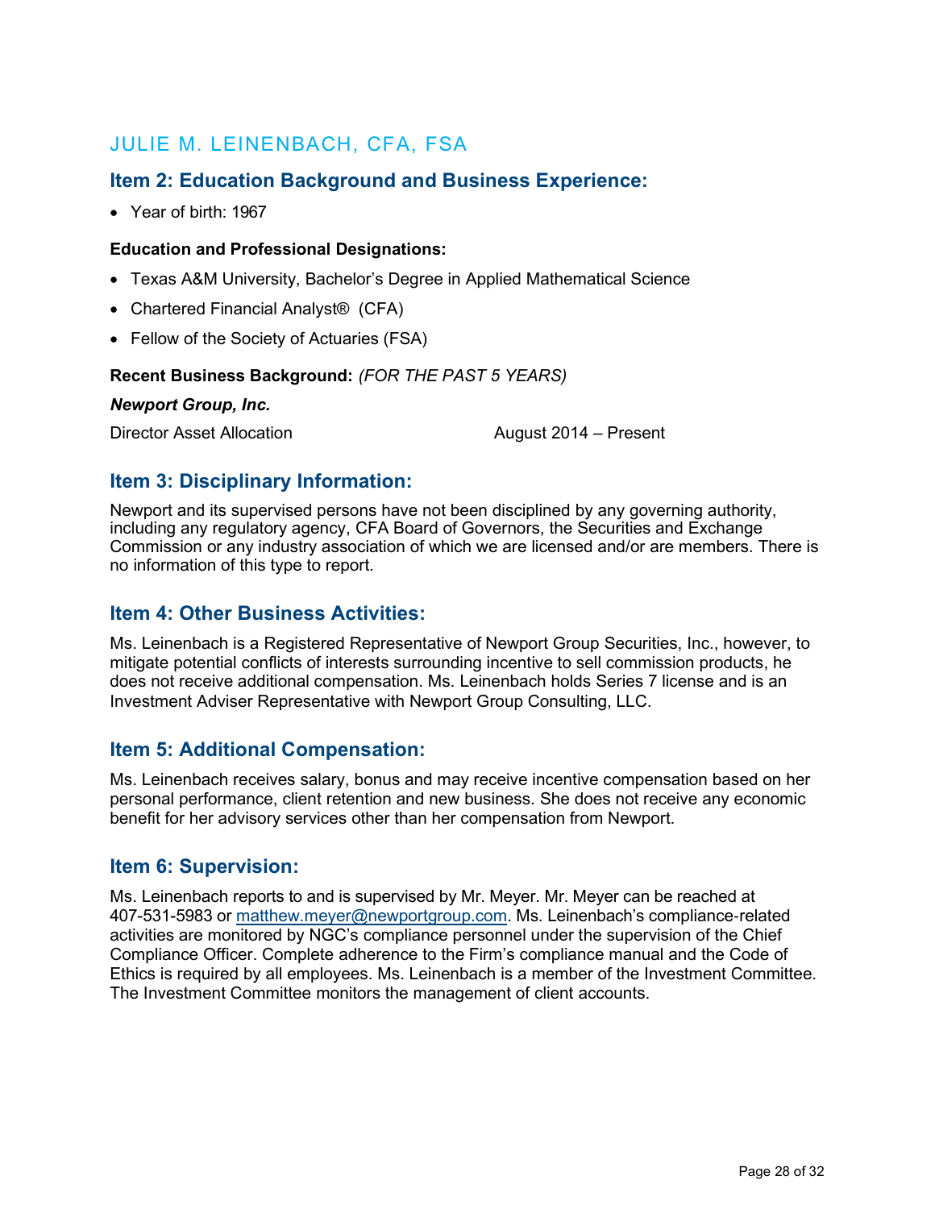# JULIE M. LEINENBACH, CFA, FSA

## Item 2: Education Background and Business Experience:

- Year of birth: 1967

**Education and Professional Designations:**

- Texas A&M University, Bachelor's Degree in Applied Mathematical Science
- Chartered Financial Analyst® (CFA)
- Fellow of the Society of Actuaries (FSA)

**Recent Business Background:** *(FOR THE PAST 5 YEARS)*

***Newport Group, Inc.***

Director Asset Allocation — August 2014 – Present

## Item 3: Disciplinary Information:

Newport and its supervised persons have not been disciplined by any governing authority, including any regulatory agency, CFA Board of Governors, the Securities and Exchange Commission or any industry association of which we are licensed and/or are members. There is no information of this type to report.

## Item 4: Other Business Activities:

Ms. Leinenbach is a Registered Representative of Newport Group Securities, Inc., however, to mitigate potential conflicts of interests surrounding incentive to sell commission products, he does not receive additional compensation. Ms. Leinenbach holds Series 7 license and is an Investment Adviser Representative with Newport Group Consulting, LLC.

## Item 5: Additional Compensation:

Ms. Leinenbach receives salary, bonus and may receive incentive compensation based on her personal performance, client retention and new business. She does not receive any economic benefit for her advisory services other than her compensation from Newport.

## Item 6: Supervision:

Ms. Leinenbach reports to and is supervised by Mr. Meyer. Mr. Meyer can be reached at 407-531-5983 or matthew.meyer@newportgroup.com. Ms. Leinenbach's compliance-related activities are monitored by NGC's compliance personnel under the supervision of the Chief Compliance Officer. Complete adherence to the Firm's compliance manual and the Code of Ethics is required by all employees. Ms. Leinenbach is a member of the Investment Committee. The Investment Committee monitors the management of client accounts.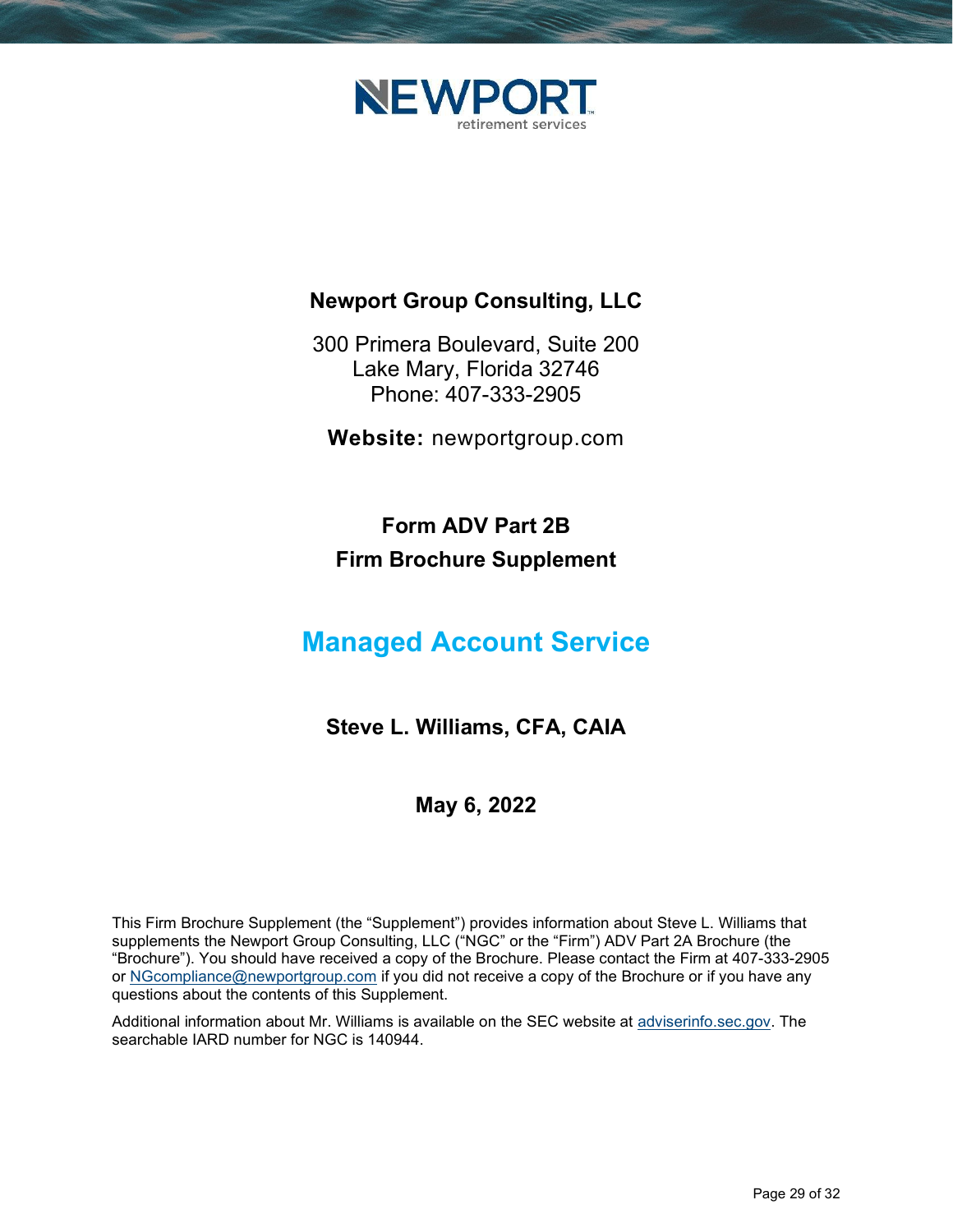NEWPORT
retirement services

**Newport Group Consulting, LLC**

300 Primera Boulevard, Suite 200
Lake Mary, Florida 32746
Phone: 407-333-2905

**Website:** newportgroup.com

# Form ADV Part 2B
# Firm Brochure Supplement

## Managed Account Service

**Steve L. Williams, CFA, CAIA**

**May 6, 2022**

This Firm Brochure Supplement (the "Supplement") provides information about Steve L. Williams that supplements the Newport Group Consulting, LLC ("NGC" or the "Firm") ADV Part 2A Brochure (the "Brochure"). You should have received a copy of the Brochure. Please contact the Firm at 407-333-2905 or NGcompliance@newportgroup.com if you did not receive a copy of the Brochure or if you have any questions about the contents of this Supplement.

Additional information about Mr. Williams is available on the SEC website at adviserinfo.sec.gov. The searchable IARD number for NGC is 140944.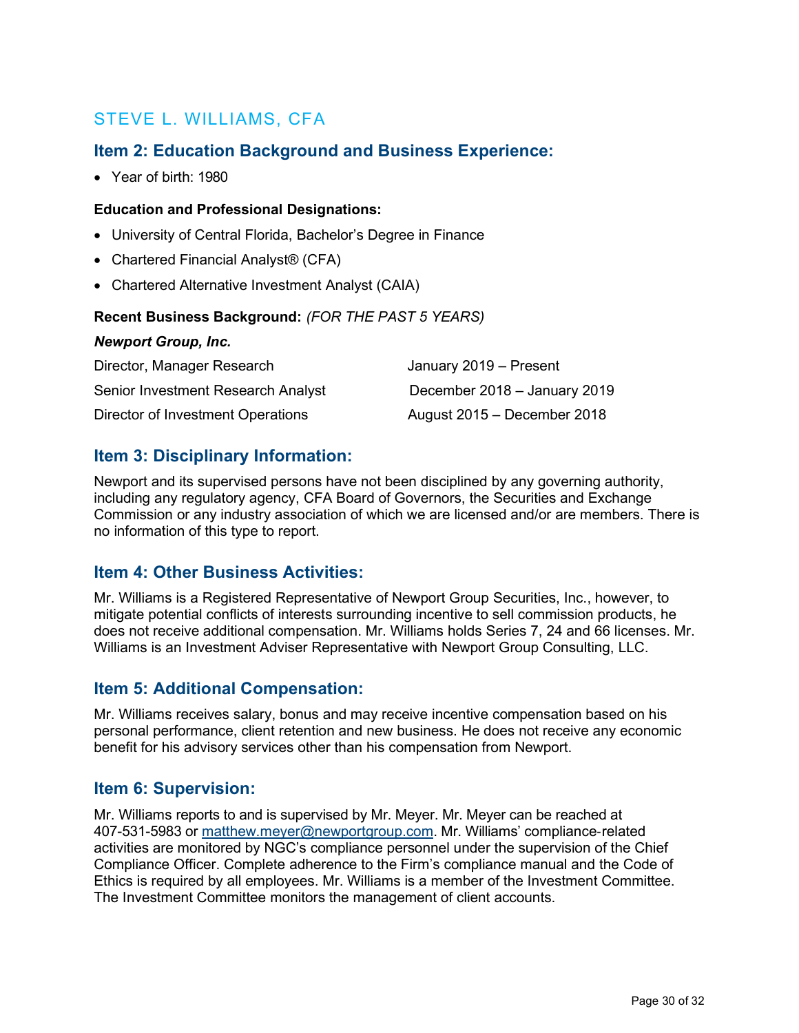## STEVE L. WILLIAMS, CFA

### Item 2: Education Background and Business Experience:

- Year of birth: 1980

**Education and Professional Designations:**

- University of Central Florida, Bachelor's Degree in Finance
- Chartered Financial Analyst® (CFA)
- Chartered Alternative Investment Analyst (CAIA)

**Recent Business Background:** *(FOR THE PAST 5 YEARS)*

***Newport Group, Inc.***

| | |
|---|---|
| Director, Manager Research | January 2019 – Present |
| Senior Investment Research Analyst | December 2018 – January 2019 |
| Director of Investment Operations | August 2015 – December 2018 |

### Item 3: Disciplinary Information:

Newport and its supervised persons have not been disciplined by any governing authority, including any regulatory agency, CFA Board of Governors, the Securities and Exchange Commission or any industry association of which we are licensed and/or are members. There is no information of this type to report.

### Item 4: Other Business Activities:

Mr. Williams is a Registered Representative of Newport Group Securities, Inc., however, to mitigate potential conflicts of interests surrounding incentive to sell commission products, he does not receive additional compensation. Mr. Williams holds Series 7, 24 and 66 licenses. Mr. Williams is an Investment Adviser Representative with Newport Group Consulting, LLC.

### Item 5: Additional Compensation:

Mr. Williams receives salary, bonus and may receive incentive compensation based on his personal performance, client retention and new business. He does not receive any economic benefit for his advisory services other than his compensation from Newport.

### Item 6: Supervision:

Mr. Williams reports to and is supervised by Mr. Meyer. Mr. Meyer can be reached at 407-531-5983 or matthew.meyer@newportgroup.com. Mr. Williams' compliance-related activities are monitored by NGC's compliance personnel under the supervision of the Chief Compliance Officer. Complete adherence to the Firm's compliance manual and the Code of Ethics is required by all employees. Mr. Williams is a member of the Investment Committee. The Investment Committee monitors the management of client accounts.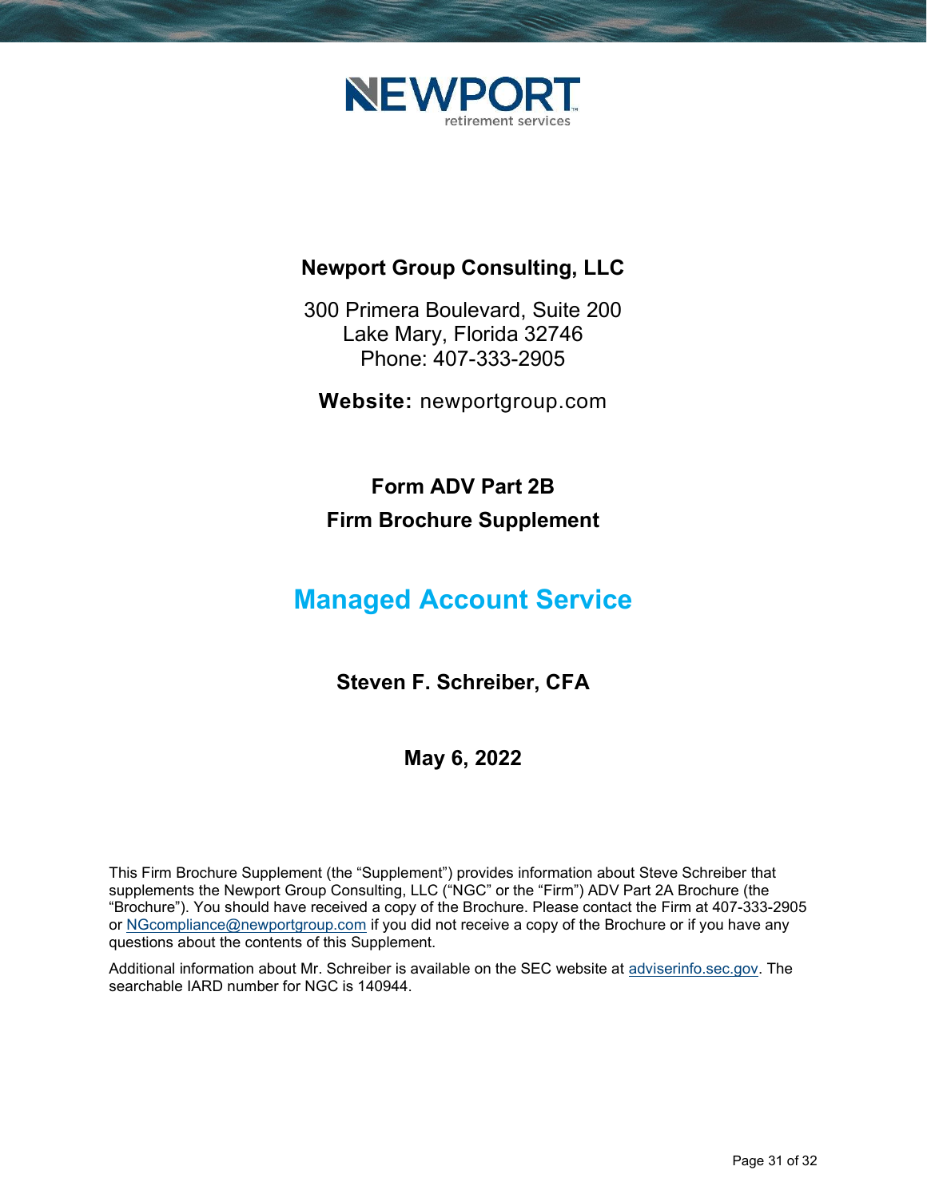NEWPORT retirement services

**Newport Group Consulting, LLC**

300 Primera Boulevard, Suite 200
Lake Mary, Florida 32746
Phone: 407-333-2905

**Website:** newportgroup.com

# Form ADV Part 2B
# Firm Brochure Supplement

## Managed Account Service

**Steven F. Schreiber, CFA**

**May 6, 2022**

This Firm Brochure Supplement (the "Supplement") provides information about Steve Schreiber that supplements the Newport Group Consulting, LLC ("NGC" or the "Firm") ADV Part 2A Brochure (the "Brochure"). You should have received a copy of the Brochure. Please contact the Firm at 407-333-2905 or NGcompliance@newportgroup.com if you did not receive a copy of the Brochure or if you have any questions about the contents of this Supplement.

Additional information about Mr. Schreiber is available on the SEC website at adviserinfo.sec.gov. The searchable IARD number for NGC is 140944.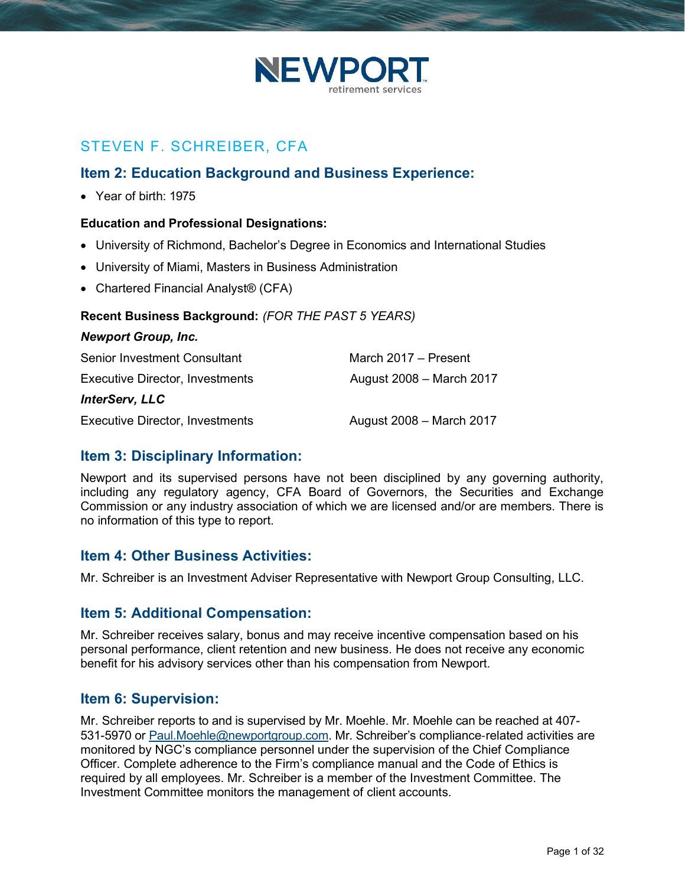NEWPORT
retirement services

## STEVEN F. SCHREIBER, CFA

### Item 2: Education Background and Business Experience:

- Year of birth: 1975

**Education and Professional Designations:**

- University of Richmond, Bachelor's Degree in Economics and International Studies
- University of Miami, Masters in Business Administration
- Chartered Financial Analyst® (CFA)

**Recent Business Background:** *(FOR THE PAST 5 YEARS)*

***Newport Group, Inc.***

| | |
|---|---|
| Senior Investment Consultant | March 2017 – Present |
| Executive Director, Investments | August 2008 – March 2017 |

***InterServ, LLC***

| | |
|---|---|
| Executive Director, Investments | August 2008 – March 2017 |

### Item 3: Disciplinary Information:

Newport and its supervised persons have not been disciplined by any governing authority, including any regulatory agency, CFA Board of Governors, the Securities and Exchange Commission or any industry association of which we are licensed and/or are members. There is no information of this type to report.

### Item 4: Other Business Activities:

Mr. Schreiber is an Investment Adviser Representative with Newport Group Consulting, LLC.

### Item 5: Additional Compensation:

Mr. Schreiber receives salary, bonus and may receive incentive compensation based on his personal performance, client retention and new business. He does not receive any economic benefit for his advisory services other than his compensation from Newport.

### Item 6: Supervision:

Mr. Schreiber reports to and is supervised by Mr. Moehle. Mr. Moehle can be reached at 407-531-5970 or Paul.Moehle@newportgroup.com. Mr. Schreiber's compliance-related activities are monitored by NGC's compliance personnel under the supervision of the Chief Compliance Officer. Complete adherence to the Firm's compliance manual and the Code of Ethics is required by all employees. Mr. Schreiber is a member of the Investment Committee. The Investment Committee monitors the management of client accounts.